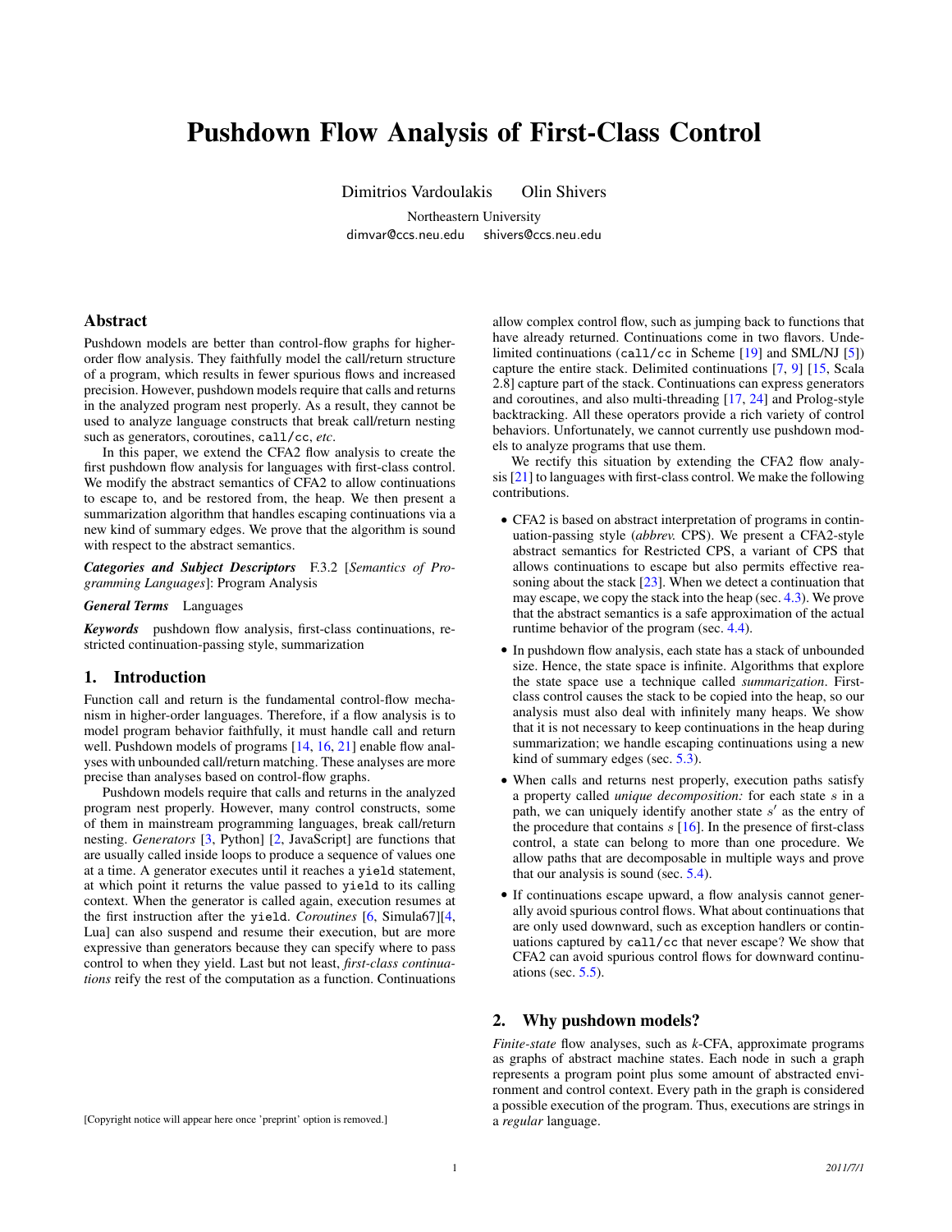# Pushdown Flow Analysis of First-Class Control

Dimitrios Vardoulakis  Olin Shivers

Northeastern University

dimvar@ccs.neu.edu  shivers@ccs.neu.edu

## Abstract

Pushdown models are better than control-flow graphs for higher-order flow analysis. They faithfully model the call/return structure of a program, which results in fewer spurious flows and increased precision. However, pushdown models require that calls and returns in the analyzed program nest properly. As a result, they cannot be used to analyze language constructs that break call/return nesting such as generators, coroutines, `call/cc`, *etc.*

In this paper, we extend the CFA2 flow analysis to create the first pushdown flow analysis for languages with first-class control. We modify the abstract semantics of CFA2 to allow continuations to escape to, and be restored from, the heap. We then present a summarization algorithm that handles escaping continuations via a new kind of summary edges. We prove that the algorithm is sound with respect to the abstract semantics.

***Categories and Subject Descriptors*** F.3.2 [*Semantics of Programming Languages*]: Program Analysis

***General Terms*** Languages

***Keywords*** pushdown flow analysis, first-class continuations, restricted continuation-passing style, summarization

## 1. Introduction

Function call and return is the fundamental control-flow mechanism in higher-order languages. Therefore, if a flow analysis is to model program behavior faithfully, it must handle call and return well. Pushdown models of programs [14, 16, 21] enable flow analyses with unbounded call/return matching. These analyses are more precise than analyses based on control-flow graphs.

Pushdown models require that calls and returns in the analyzed program nest properly. However, many control constructs, some of them in mainstream programming languages, break call/return nesting. *Generators* [3, Python] [2, JavaScript] are functions that are usually called inside loops to produce a sequence of values one at a time. A generator executes until it reaches a `yield` statement, at which point it returns the value passed to `yield` to its calling context. When the generator is called again, execution resumes at the first instruction after the `yield`. *Coroutines* [6, Simula67][4, Lua] can also suspend and resume their execution, but are more expressive than generators because they can specify where to pass control to when they yield. Last but not least, *first-class continuations* reify the rest of the computation as a function. Continuations allow complex control flow, such as jumping back to functions that have already returned. Continuations come in two flavors. Undelimited continuations (`call/cc` in Scheme [19] and SML/NJ [5]) capture the entire stack. Delimited continuations [7, 9] [15, Scala 2.8] capture part of the stack. Continuations can express generators and coroutines, and also multi-threading [17, 24] and Prolog-style backtracking. All these operators provide a rich variety of control behaviors. Unfortunately, we cannot currently use pushdown models to analyze programs that use them.

We rectify this situation by extending the CFA2 flow analysis [21] to languages with first-class control. We make the following contributions.

- CFA2 is based on abstract interpretation of programs in continuation-passing style (*abbrev.* CPS). We present a CFA2-style abstract semantics for Restricted CPS, a variant of CPS that allows continuations to escape but also permits effective reasoning about the stack [23]. When we detect a continuation that may escape, we copy the stack into the heap (sec. 4.3). We prove that the abstract semantics is a safe approximation of the actual runtime behavior of the program (sec. 4.4).
- In pushdown flow analysis, each state has a stack of unbounded size. Hence, the state space is infinite. Algorithms that explore the state space use a technique called *summarization*. First-class control causes the stack to be copied into the heap, so our analysis must also deal with infinitely many heaps. We show that it is not necessary to keep continuations in the heap during summarization; we handle escaping continuations using a new kind of summary edges (sec. 5.3).
- When calls and returns nest properly, execution paths satisfy a property called *unique decomposition:* for each state $s$ in a path, we can uniquely identify another state $s'$ as the entry of the procedure that contains $s$ [16]. In the presence of first-class control, a state can belong to more than one procedure. We allow paths that are decomposable in multiple ways and prove that our analysis is sound (sec. 5.4).
- If continuations escape upward, a flow analysis cannot generally avoid spurious control flows. What about continuations that are only used downward, such as exception handlers or continuations captured by `call/cc` that never escape? We show that CFA2 can avoid spurious control flows for downward continuations (sec. 5.5).

## 2. Why pushdown models?

*Finite-state* flow analyses, such as $k$-CFA, approximate programs as graphs of abstract machine states. Each node in such a graph represents a program point plus some amount of abstracted environment and control context. Every path in the graph is considered a possible execution of the program. Thus, executions are strings in a *regular* language.

[Copyright notice will appear here once 'preprint' option is removed.]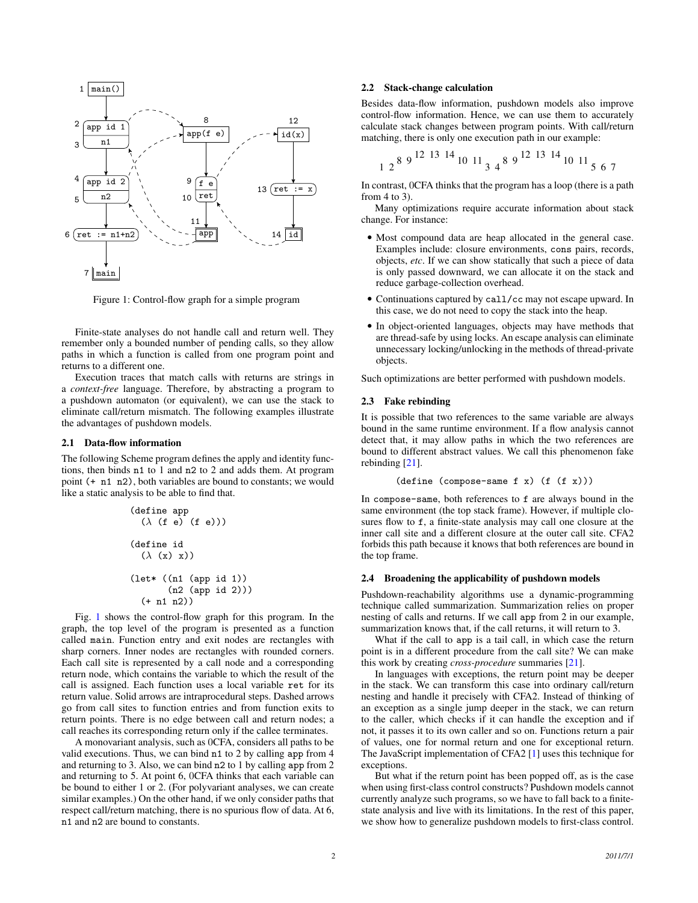Figure 1: Control-flow graph for a simple program

Finite-state analyses do not handle call and return well. They remember only a bounded number of pending calls, so they allow paths in which a function is called from one program point and returns to a different one.

Execution traces that match calls with returns are strings in a *context-free* language. Therefore, by abstracting a program to a pushdown automaton (or equivalent), we can use the stack to eliminate call/return mismatch. The following examples illustrate the advantages of pushdown models.

### 2.1 Data-flow information

The following Scheme program defines the apply and identity functions, then binds n1 to 1 and n2 to 2 and adds them. At program point (+ n1 n2), both variables are bound to constants; we would like a static analysis to be able to find that.

```
(define app
  (λ (f e) (f e)))

(define id
  (λ (x) x))

(let* ((n1 (app id 1))
       (n2 (app id 2)))
  (+ n1 n2))
```

Fig. 1 shows the control-flow graph for this program. In the graph, the top level of the program is presented as a function called main. Function entry and exit nodes are rectangles with sharp corners. Inner nodes are rectangles with rounded corners. Each call site is represented by a call node and a corresponding return node, which contains the variable to which the result of the call is assigned. Each function uses a local variable ret for its return value. Solid arrows are intraprocedural steps. Dashed arrows go from call sites to function entries and from function exits to return points. There is no edge between call and return nodes; a call reaches its corresponding return only if the callee terminates.

A monovariant analysis, such as 0CFA, considers all paths to be valid executions. Thus, we can bind n1 to 2 by calling app from 4 and returning to 3. Also, we can bind n2 to 1 by calling app from 2 and returning to 5. At point 6, 0CFA thinks that each variable can be bound to either 1 or 2. (For polyvariant analyses, we can create similar examples.) On the other hand, if we only consider paths that respect call/return matching, there is no spurious flow of data. At 6, n1 and n2 are bound to constants.

### 2.2 Stack-change calculation

Besides data-flow information, pushdown models also improve control-flow information. Hence, we can use them to accurately calculate stack changes between program points. With call/return matching, there is only one execution path in our example:

$$1\ 2\ ^{8\ 9}\ ^{12\ 13\ 14}\ _{10\ 11}\ _{3\ 4}\ ^{8\ 9}\ ^{12\ 13\ 14}\ _{10\ 11}\ _{5\ 6\ 7}$$

In contrast, 0CFA thinks that the program has a loop (there is a path from 4 to 3).

Many optimizations require accurate information about stack change. For instance:

- Most compound data are heap allocated in the general case. Examples include: closure environments, cons pairs, records, objects, *etc*. If we can show statically that such a piece of data is only passed downward, we can allocate it on the stack and reduce garbage-collection overhead.
- Continuations captured by call/cc may not escape upward. In this case, we do not need to copy the stack into the heap.
- In object-oriented languages, objects may have methods that are thread-safe by using locks. An escape analysis can eliminate unnecessary locking/unlocking in the methods of thread-private objects.

Such optimizations are better performed with pushdown models.

### 2.3 Fake rebinding

It is possible that two references to the same variable are always bound in the same runtime environment. If a flow analysis cannot detect that, it may allow paths in which the two references are bound to different abstract values. We call this phenomenon fake rebinding [21].

```
(define (compose-same f x) (f (f x)))
```

In compose-same, both references to f are always bound in the same environment (the top stack frame). However, if multiple closures flow to f, a finite-state analysis may call one closure at the inner call site and a different closure at the outer call site. CFA2 forbids this path because it knows that both references are bound in the top frame.

### 2.4 Broadening the applicability of pushdown models

Pushdown-reachability algorithms use a dynamic-programming technique called summarization. Summarization relies on proper nesting of calls and returns. If we call app from 2 in our example, summarization knows that, if the call returns, it will return to 3.

What if the call to app is a tail call, in which case the return point is in a different procedure from the call site? We can make this work by creating *cross-procedure* summaries [21].

In languages with exceptions, the return point may be deeper in the stack. We can transform this case into ordinary call/return nesting and handle it precisely with CFA2. Instead of thinking of an exception as a single jump deeper in the stack, we can return to the caller, which checks if it can handle the exception and if not, it passes it to its own caller and so on. Functions return a pair of values, one for normal return and one for exceptional return. The JavaScript implementation of CFA2 [1] uses this technique for exceptions.

But what if the return point has been popped off, as is the case when using first-class control constructs? Pushdown models cannot currently analyze such programs, so we have to fall back to a finite-state analysis and live with its limitations. In the rest of this paper, we show how to generalize pushdown models to first-class control.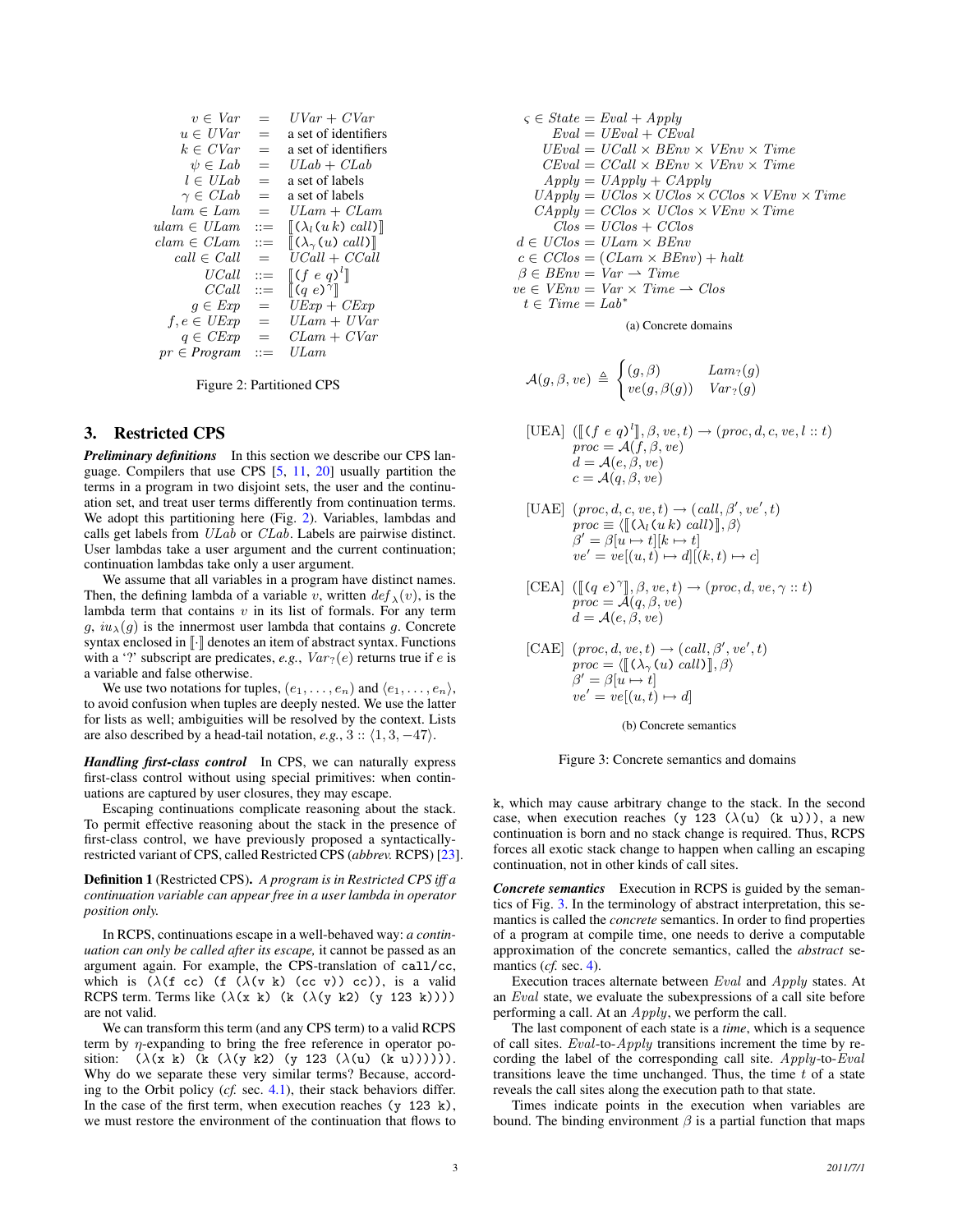$$
\begin{array}{rcl}
v \in \mathit{Var} &=& \mathit{UVar} + \mathit{CVar} \\
u \in \mathit{UVar} &=& \text{a set of identifiers} \\
k \in \mathit{CVar} &=& \text{a set of identifiers} \\
\psi \in \mathit{Lab} &=& \mathit{ULab} + \mathit{CLab} \\
l \in \mathit{ULab} &=& \text{a set of labels} \\
\gamma \in \mathit{CLab} &=& \text{a set of labels} \\
\mathit{lam} \in \mathit{Lam} &=& \mathit{ULam} + \mathit{CLam} \\
\mathit{ulam} \in \mathit{ULam} &::=& [\![ (\lambda_l (u\, k)\ \mathit{call}) ]\!] \\
\mathit{clam} \in \mathit{CLam} &::=& [\![ (\lambda_\gamma (u)\ \mathit{call}) ]\!] \\
\mathit{call} \in \mathit{Call} &=& \mathit{UCall} + \mathit{CCall} \\
\mathit{UCall} &::=& [\![ (f\ e\ q)^l ]\!] \\
\mathit{CCall} &::=& [\![ (q\ e)^\gamma ]\!] \\
g \in \mathit{Exp} &=& \mathit{UExp} + \mathit{CExp} \\
f, e \in \mathit{UExp} &=& \mathit{ULam} + \mathit{UVar} \\
q \in \mathit{CExp} &=& \mathit{CLam} + \mathit{CVar} \\
pr \in \mathit{Program} &::=& \mathit{ULam}
\end{array}
$$

Figure 2: Partitioned CPS

## 3. Restricted CPS

***Preliminary definitions*** In this section we describe our CPS language. Compilers that use CPS [5, 11, 20] usually partition the terms in a program in two disjoint sets, the user and the continuation set, and treat user terms differently from continuation terms. We adopt this partitioning here (Fig. 2). Variables, lambdas and calls get labels from $\mathit{ULab}$ or $\mathit{CLab}$. Labels are pairwise distinct. User lambdas take a user argument and the current continuation; continuation lambdas take only a user argument.

We assume that all variables in a program have distinct names. Then, the defining lambda of a variable $v$, written $\mathit{def}_\lambda(v)$, is the lambda term that contains $v$ in its list of formals. For any term $g$, $\mathit{iu}_\lambda(g)$ is the innermost user lambda that contains $g$. Concrete syntax enclosed in $[\![\cdot]\!]$ denotes an item of abstract syntax. Functions with a '?' subscript are predicates, *e.g.*, $\mathit{Var}_?(e)$ returns true if $e$ is a variable and false otherwise.

We use two notations for tuples, $(e_1, \ldots, e_n)$ and $\langle e_1, \ldots, e_n \rangle$, to avoid confusion when tuples are deeply nested. We use the latter for lists as well; ambiguities will be resolved by the context. Lists are also described by a head-tail notation, *e.g.*, $3 :: \langle 1, 3, -47 \rangle$.

***Handling first-class control*** In CPS, we can naturally express first-class control without using special primitives: when continuations are captured by user closures, they may escape.

Escaping continuations complicate reasoning about the stack. To permit effective reasoning about the stack in the presence of first-class control, we have previously proposed a syntactically-restricted variant of CPS, called Restricted CPS (*abbrev.* RCPS) [23].

**Definition 1** (Restricted CPS). *A program is in Restricted CPS iff a continuation variable can appear free in a user lambda in operator position only.*

In RCPS, continuations escape in a well-behaved way: *a continuation can only be called after its escape,* it cannot be passed as an argument again. For example, the CPS-translation of `call/cc`, which is `(λ(f cc) (f (λ(v k) (cc v)) cc))`, is a valid RCPS term. Terms like `(λ(x k) (k (λ(y k2) (y 123 k))))` are not valid.

We can transform this term (and any CPS term) to a valid RCPS term by $\eta$-expanding to bring the free reference in operator position: `(λ(x k) (k (λ(y k2) (y 123 (λ(u) (k u))))))`. Why do we separate these very similar terms? Because, according to the Orbit policy (*cf.* sec. 4.1), their stack behaviors differ. In the case of the first term, when execution reaches `(y 123 k)`, we must restore the environment of the continuation that flows to `k`, which may cause arbitrary change to the stack. In the second case, when execution reaches `(y 123 (λ(u) (k u)))`, a new continuation is born and no stack change is required. Thus, RCPS forces all exotic stack change to happen when calling an escaping continuation, not in other kinds of call sites.

$$
\begin{array}{l}
\varsigma \in \mathit{State} = \mathit{Eval} + \mathit{Apply} \\
\quad \mathit{Eval} = \mathit{UEval} + \mathit{CEval} \\
\quad \mathit{UEval} = \mathit{UCall} \times \mathit{BEnv} \times \mathit{VEnv} \times \mathit{Time} \\
\quad \mathit{CEval} = \mathit{CCall} \times \mathit{BEnv} \times \mathit{VEnv} \times \mathit{Time} \\
\quad \mathit{Apply} = \mathit{UApply} + \mathit{CApply} \\
\quad \mathit{UApply} = \mathit{UClos} \times \mathit{UClos} \times \mathit{CClos} \times \mathit{VEnv} \times \mathit{Time} \\
\quad \mathit{CApply} = \mathit{CClos} \times \mathit{UClos} \times \mathit{VEnv} \times \mathit{Time} \\
\quad \mathit{Clos} = \mathit{UClos} + \mathit{CClos} \\
d \in \mathit{UClos} = \mathit{ULam} \times \mathit{BEnv} \\
c \in \mathit{CClos} = (\mathit{CLam} \times \mathit{BEnv}) + \mathit{halt} \\
\beta \in \mathit{BEnv} = \mathit{Var} \rightharpoonup \mathit{Time} \\
ve \in \mathit{VEnv} = \mathit{Var} \times \mathit{Time} \rightharpoonup \mathit{Clos} \\
t \in \mathit{Time} = \mathit{Lab}^*
\end{array}
$$

(a) Concrete domains

$$
\mathcal{A}(g, \beta, ve) \triangleq \begin{cases} (g, \beta) & \mathit{Lam}_?(g) \\ ve(g, \beta(g)) & \mathit{Var}_?(g) \end{cases}
$$

$$
\begin{array}{l}
\text{[UEA]}\ \ ([\![ (f\ e\ q)^l ]\!], \beta, ve, t) \rightarrow (\mathit{proc}, d, c, ve, l :: t) \\
\qquad \mathit{proc} = \mathcal{A}(f, \beta, ve) \\
\qquad d = \mathcal{A}(e, \beta, ve) \\
\qquad c = \mathcal{A}(q, \beta, ve)
\end{array}
$$

$$
\begin{array}{l}
\text{[UAE]}\ \ (\mathit{proc}, d, c, ve, t) \rightarrow (\mathit{call}, \beta', ve', t) \\
\qquad \mathit{proc} \equiv \langle [\![ (\lambda_l (u\, k)\ \mathit{call}) ]\!], \beta \rangle \\
\qquad \beta' = \beta[u \mapsto t][k \mapsto t] \\
\qquad ve' = ve[(u, t) \mapsto d][(k, t) \mapsto c]
\end{array}
$$

$$
\begin{array}{l}
\text{[CEA]}\ \ ([\![ (q\ e)^\gamma ]\!], \beta, ve, t) \rightarrow (\mathit{proc}, d, ve, \gamma :: t) \\
\qquad \mathit{proc} = \mathcal{A}(q, \beta, ve) \\
\qquad d = \mathcal{A}(e, \beta, ve)
\end{array}
$$

$$
\begin{array}{l}
\text{[CAE]}\ \ (\mathit{proc}, d, ve, t) \rightarrow (\mathit{call}, \beta', ve', t) \\
\qquad \mathit{proc} = \langle [\![ (\lambda_\gamma (u)\ \mathit{call}) ]\!], \beta \rangle \\
\qquad \beta' = \beta[u \mapsto t] \\
\qquad ve' = ve[(u, t) \mapsto d]
\end{array}
$$

(b) Concrete semantics

Figure 3: Concrete semantics and domains

***Concrete semantics*** Execution in RCPS is guided by the semantics of Fig. 3. In the terminology of abstract interpretation, this semantics is called the *concrete* semantics. In order to find properties of a program at compile time, one needs to derive a computable approximation of the concrete semantics, called the *abstract* semantics (*cf.* sec. 4).

Execution traces alternate between $\mathit{Eval}$ and $\mathit{Apply}$ states. At an $\mathit{Eval}$ state, we evaluate the subexpressions of a call site before performing a call. At an $\mathit{Apply}$, we perform the call.

The last component of each state is a *time*, which is a sequence of call sites. $\mathit{Eval}$-to-$\mathit{Apply}$ transitions increment the time by recording the label of the corresponding call site. $\mathit{Apply}$-to-$\mathit{Eval}$ transitions leave the time unchanged. Thus, the time $t$ of a state reveals the call sites along the execution path to that state.

Times indicate points in the execution when variables are bound. The binding environment $\beta$ is a partial function that maps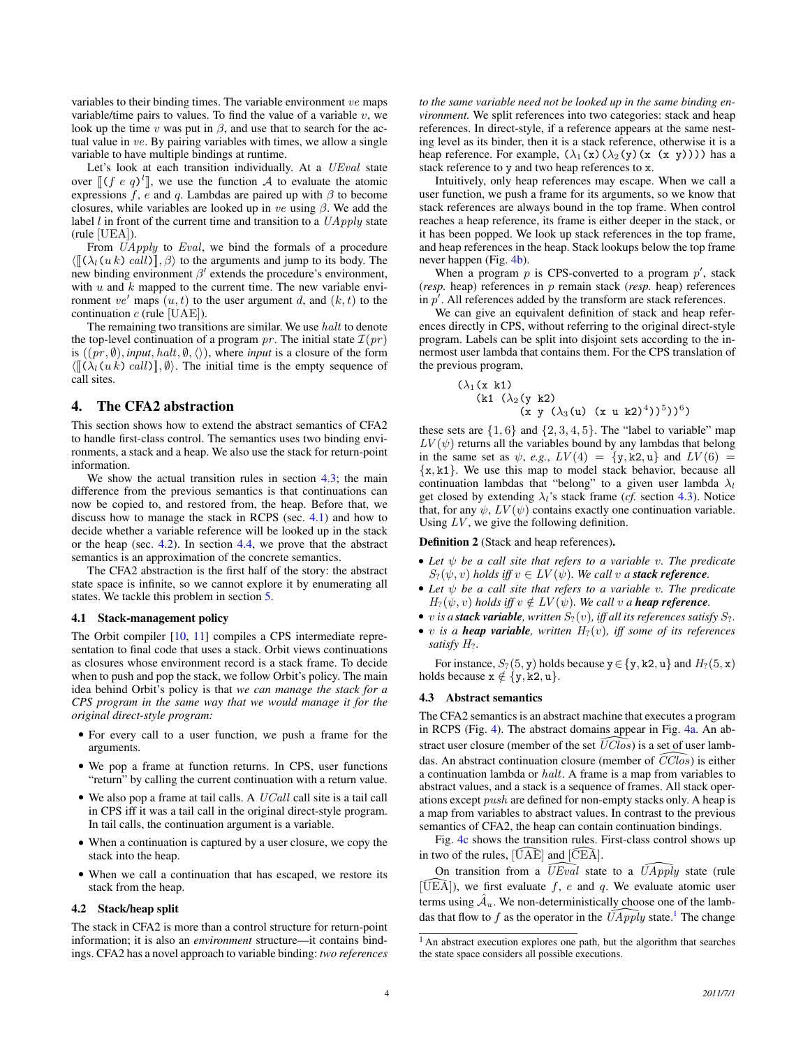variables to their binding times. The variable environment $ve$ maps variable/time pairs to values. To find the value of a variable $v$, we look up the time $v$ was put in $\beta$, and use that to search for the actual value in $ve$. By pairing variables with times, we allow a single variable to have multiple bindings at runtime.

Let's look at each transition individually. At a $UEval$ state over $[\![(f\ e\ q)^l]\!]$, we use the function $\mathcal{A}$ to evaluate the atomic expressions $f$, $e$ and $q$. Lambdas are paired up with $\beta$ to become closures, while variables are looked up in $ve$ using $\beta$. We add the label $l$ in front of the current time and transition to a $UApply$ state (rule [UEA]).

From $UApply$ to $Eval$, we bind the formals of a procedure $\langle[\![(\lambda_l(u\ k)\ call)]\!], \beta\rangle$ to the arguments and jump to its body. The new binding environment $\beta'$ extends the procedure's environment, with $u$ and $k$ mapped to the current time. The new variable environment $ve'$ maps $(u, t)$ to the user argument $d$, and $(k, t)$ to the continuation $c$ (rule [UAE]).

The remaining two transitions are similar. We use $halt$ to denote the top-level continuation of a program $pr$. The initial state $\mathcal{I}(pr)$ is $((pr, \emptyset), input, halt, \emptyset, \langle\rangle)$, where $input$ is a closure of the form $\langle[\![(\lambda_l(u\ k)\ call)]\!], \emptyset\rangle$. The initial time is the empty sequence of call sites.

## 4. The CFA2 abstraction

This section shows how to extend the abstract semantics of CFA2 to handle first-class control. The semantics uses two binding environments, a stack and a heap. We also use the stack for return-point information.

We show the actual transition rules in section 4.3; the main difference from the previous semantics is that continuations can now be copied to, and restored from, the heap. Before that, we discuss how to manage the stack in RCPS (sec. 4.1) and how to decide whether a variable reference will be looked up in the stack or the heap (sec. 4.2). In section 4.4, we prove that the abstract semantics is an approximation of the concrete semantics.

The CFA2 abstraction is the first half of the story: the abstract state space is infinite, so we cannot explore it by enumerating all states. We tackle this problem in section 5.

### 4.1 Stack-management policy

The Orbit compiler [10, 11] compiles a CPS intermediate representation to final code that uses a stack. Orbit views continuations as closures whose environment record is a stack frame. To decide when to push and pop the stack, we follow Orbit's policy. The main idea behind Orbit's policy is that *we can manage the stack for a CPS program in the same way that we would manage it for the original direct-style program:*

- For every call to a user function, we push a frame for the arguments.
- We pop a frame at function returns. In CPS, user functions "return" by calling the current continuation with a return value.
- We also pop a frame at tail calls. A $UCall$ call site is a tail call in CPS iff it was a tail call in the original direct-style program. In tail calls, the continuation argument is a variable.
- When a continuation is captured by a user closure, we copy the stack into the heap.
- When we call a continuation that has escaped, we restore its stack from the heap.

### 4.2 Stack/heap split

The stack in CFA2 is more than a control structure for return-point information; it is also an *environment* structure—it contains bindings. CFA2 has a novel approach to variable binding: *two references to the same variable need not be looked up in the same binding environment.* We split references into two categories: stack and heap references. In direct-style, if a reference appears at the same nesting level as its binder, then it is a stack reference, otherwise it is a heap reference. For example, `(λ1(x)(λ2(y)(x (x y))))` has a stack reference to `y` and two heap references to `x`.

Intuitively, only heap references may escape. When we call a user function, we push a frame for its arguments, so we know that stack references are always bound in the top frame. When control reaches a heap reference, its frame is either deeper in the stack, or it has been popped. We look up stack references in the top frame, and heap references in the heap. Stack lookups below the top frame never happen (Fig. 4b).

When a program $p$ is CPS-converted to a program $p'$, stack (*resp.* heap) references in $p$ remain stack (*resp.* heap) references in $p'$. All references added by the transform are stack references.

We can give an equivalent definition of stack and heap references directly in CPS, without referring to the original direct-style program. Labels can be split into disjoint sets according to the innermost user lambda that contains them. For the CPS translation of the previous program,

```
(λ1(x k1)
   (k1 (λ2(y k2)
         (x y (λ3(u) (x u k2)⁴))⁵))⁶)
```

these sets are $\{1, 6\}$ and $\{2, 3, 4, 5\}$. The "label to variable" map $LV(\psi)$ returns all the variables bound by any lambdas that belong in the same set as $\psi$, *e.g.*, $LV(4) = \{\mathtt{y}, \mathtt{k2}, \mathtt{u}\}$ and $LV(6) = \{\mathtt{x}, \mathtt{k1}\}$. We use this map to model stack behavior, because all continuation lambdas that "belong" to a given user lambda $\lambda_l$ get closed by extending $\lambda_l$'s stack frame (*cf.* section 4.3). Notice that, for any $\psi$, $LV(\psi)$ contains exactly one continuation variable. Using $LV$, we give the following definition.

**Definition 2** (Stack and heap references)**.**

- *Let $\psi$ be a call site that refers to a variable $v$. The predicate $S_?(\psi, v)$ holds iff $v \in LV(\psi)$. We call $v$ a **stack reference**.*
- *Let $\psi$ be a call site that refers to a variable $v$. The predicate $H_?(\psi, v)$ holds iff $v \notin LV(\psi)$. We call $v$ a **heap reference**.*
- *$v$ is a **stack variable**, written $S_?(v)$, iff all its references satisfy $S_?$.*
- *$v$ is a **heap variable**, written $H_?(v)$, iff some of its references satisfy $H_?$.*

For instance, $S_?(5, \mathtt{y})$ holds because $\mathtt{y} \in \{\mathtt{y}, \mathtt{k2}, \mathtt{u}\}$ and $H_?(5, \mathtt{x})$ holds because $\mathtt{x} \notin \{\mathtt{y}, \mathtt{k2}, \mathtt{u}\}$.

### 4.3 Abstract semantics

The CFA2 semantics is an abstract machine that executes a program in RCPS (Fig. 4). The abstract domains appear in Fig. 4a. An abstract user closure (member of the set $\widehat{UClos}$) is a set of user lambdas. An abstract continuation closure (member of $\widehat{CClos}$) is either a continuation lambda or $halt$. A frame is a map from variables to abstract values, and a stack is a sequence of frames. All stack operations except $push$ are defined for non-empty stacks only. A heap is a map from variables to abstract values. In contrast to the previous semantics of CFA2, the heap can contain continuation bindings.

Fig. 4c shows the transition rules. First-class control shows up in two of the rules, $[\widehat{\mathrm{UAE}}]$ and $[\widehat{\mathrm{CEA}}]$.

On transition from a $\widehat{UEval}$ state to a $\widehat{UApply}$ state (rule $[\widehat{\mathrm{UEA}}]$), we first evaluate $f$, $e$ and $q$. We evaluate atomic user terms using $\hat{\mathcal{A}}_u$. We non-deterministically choose one of the lambdas that flow to $f$ as the operator in the $\widehat{UApply}$ state.[1] The change

[1] An abstract execution explores one path, but the algorithm that searches the state space considers all possible executions.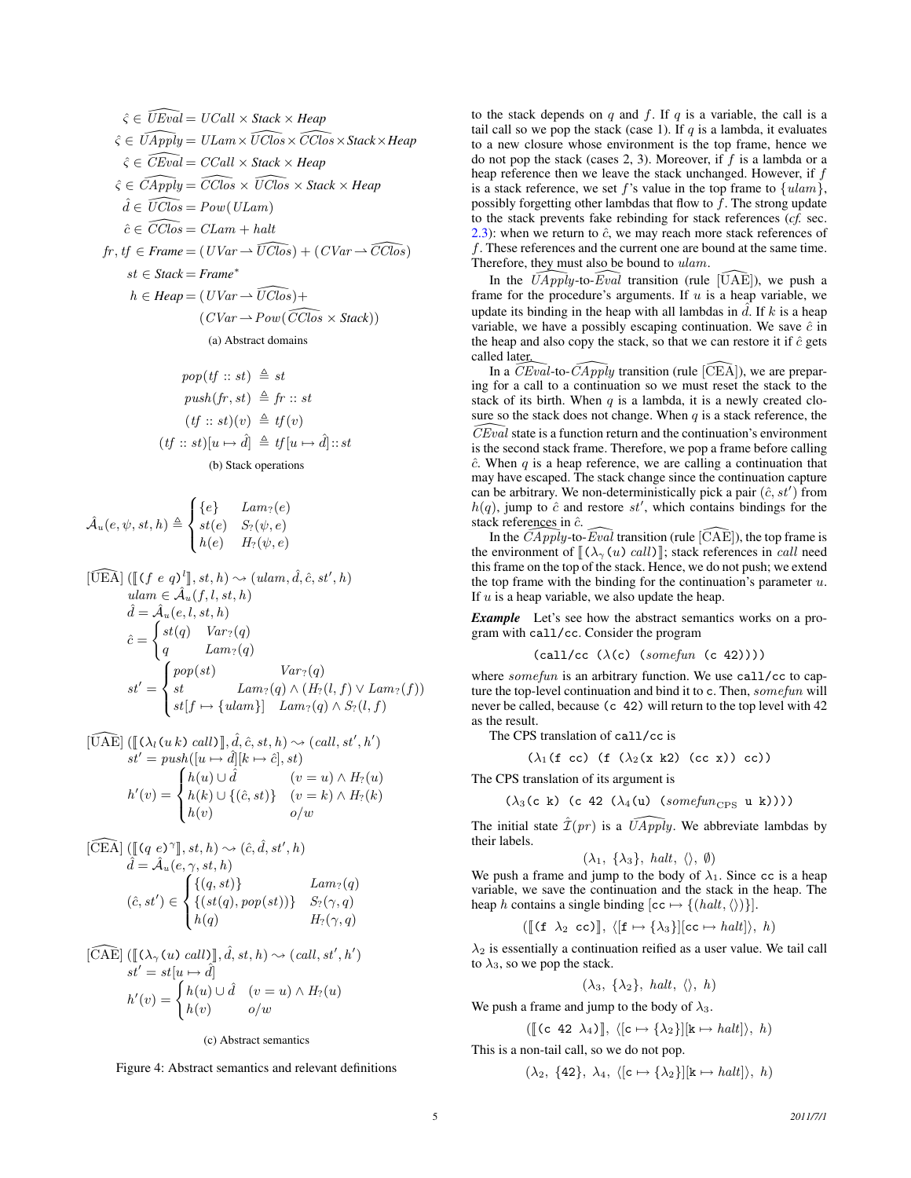$$\hat\varsigma \in \widehat{UEval} = UCall \times \textit{Stack} \times \textit{Heap}$$
$$\hat\varsigma \in \widehat{UApply} = ULam \times \widehat{UClos} \times \widehat{CClos} \times \textit{Stack} \times \textit{Heap}$$
$$\hat\varsigma \in \widehat{CEval} = CCall \times \textit{Stack} \times \textit{Heap}$$
$$\hat\varsigma \in \widehat{CApply} = \widehat{CClos} \times \widehat{UClos} \times \textit{Stack} \times \textit{Heap}$$
$$\hat d \in \widehat{UClos} = Pow(ULam)$$
$$\hat c \in \widehat{CClos} = CLam + halt$$
$$fr, tf \in \textit{Frame} = (UVar \rightharpoonup \widehat{UClos}) + (CVar \rightharpoonup \widehat{CClos})$$
$$st \in \textit{Stack} = \textit{Frame}^*$$
$$h \in \textit{Heap} = (UVar \rightharpoonup \widehat{UClos}) + (CVar \rightharpoonup Pow(\widehat{CClos} \times \textit{Stack}))$$

(a) Abstract domains

$$pop(tf :: st) \triangleq st$$
$$push(fr, st) \triangleq fr :: st$$
$$(tf :: st)(v) \triangleq tf(v)$$
$$(tf :: st)[u \mapsto \hat d] \triangleq tf[u \mapsto \hat d] :: st$$

(b) Stack operations

$$\hat{\mathcal{A}}_u(e, \psi, st, h) \triangleq \begin{cases} \{e\} & Lam_?(e) \\ st(e) & S_?(\psi, e) \\ h(e) & H_?(\psi, e) \end{cases}$$

$$[\widehat{\text{UEA}}]\ (⟦\texttt{(}f\ e\ q\texttt{)}^l⟧, st, h) \rightsquigarrow (ulam, \hat d, \hat c, st', h)$$
$$ulam \in \hat{\mathcal{A}}_u(f, l, st, h)$$
$$\hat d = \hat{\mathcal{A}}_u(e, l, st, h)$$
$$\hat c = \begin{cases} st(q) & Var_?(q) \\ q & Lam_?(q) \end{cases}$$
$$st' = \begin{cases} pop(st) & Var_?(q) \\ st & Lam_?(q) \wedge (H_?(l, f) \vee Lam_?(f)) \\ st[f \mapsto \{ulam\}] & Lam_?(q) \wedge S_?(l, f) \end{cases}$$

$$[\widehat{\text{UAE}}]\ (⟦\texttt{(}\lambda_l\texttt{(}u\ k\texttt{)}\ call\texttt{)}⟧, \hat d, \hat c, st, h) \rightsquigarrow (call, st', h')$$
$$st' = push([u \mapsto \hat d][k \mapsto \hat c], st)$$
$$h'(v) = \begin{cases} h(u) \cup \hat d & (v = u) \wedge H_?(u) \\ h(k) \cup \{(\hat c, st)\} & (v = k) \wedge H_?(k) \\ h(v) & o/w \end{cases}$$

$$[\widehat{\text{CEA}}]\ (⟦\texttt{(}q\ e\texttt{)}^\gamma⟧, st, h) \rightsquigarrow (\hat c, \hat d, st', h)$$
$$\hat d = \hat{\mathcal{A}}_u(e, \gamma, st, h)$$
$$(\hat c, st') \in \begin{cases} \{(q, st)\} & Lam_?(q) \\ \{(st(q), pop(st))\} & S_?(\gamma, q) \\ h(q) & H_?(\gamma, q) \end{cases}$$

$$[\widehat{\text{CAE}}]\ (⟦\texttt{(}\lambda_\gamma\texttt{(}u\texttt{)}\ call\texttt{)}⟧, \hat d, st, h) \rightsquigarrow (call, st', h')$$
$$st' = st[u \mapsto \hat d]$$
$$h'(v) = \begin{cases} h(u) \cup \hat d & (v = u) \wedge H_?(u) \\ h(v) & o/w \end{cases}$$

(c) Abstract semantics

Figure 4: Abstract semantics and relevant definitions

to the stack depends on $q$ and $f$. If $q$ is a variable, the call is a tail call so we pop the stack (case 1). If $q$ is a lambda, it evaluates to a new closure whose environment is the top frame, hence we do not pop the stack (cases 2, 3). Moreover, if $f$ is a lambda or a heap reference then we leave the stack unchanged. However, if $f$ is a stack reference, we set $f$'s value in the top frame to $\{ulam\}$, possibly forgetting other lambdas that flow to $f$. The strong update to the stack prevents fake rebinding for stack references (*cf.* sec. 2.3): when we return to $\hat c$, we may reach more stack references of $f$. These references and the current one are bound at the same time. Therefore, they must also be bound to $ulam$.

In the $\widehat{UApply}$-to-$\widehat{Eval}$ transition (rule $[\widehat{\text{UAE}}]$), we push a frame for the procedure's arguments. If $u$ is a heap variable, we update its binding in the heap with all lambdas in $\hat d$. If $k$ is a heap variable, we have a possibly escaping continuation. We save $\hat c$ in the heap and also copy the stack, so that we can restore it if $\hat c$ gets called later.

In a $\widehat{CEval}$-to-$\widehat{CApply}$ transition (rule $[\widehat{\text{CEA}}]$), we are preparing for a call to a continuation so we must reset the stack to the stack of its birth. When $q$ is a lambda, it is a newly created closure so the stack does not change. When $q$ is a stack reference, the $\widehat{CEval}$ state is a function return and the continuation's environment is the second stack frame. Therefore, we pop a frame before calling $\hat c$. When $q$ is a heap reference, we are calling a continuation that may have escaped. The stack change since the continuation capture can be arbitrary. We non-deterministically pick a pair $(\hat c, st')$ from $h(q)$, jump to $\hat c$ and restore $st'$, which contains bindings for the stack references in $\hat c$.

In the $\widehat{CApply}$-to-$\widehat{Eval}$ transition (rule $[\widehat{\text{CAE}}]$), the top frame is the environment of $⟦\texttt{(}\lambda_\gamma\texttt{(}u\texttt{)}\ call\texttt{)}⟧$; stack references in $call$ need this frame on the top of the stack. Hence, we do not push; we extend the top frame with the binding for the continuation's parameter $u$. If $u$ is a heap variable, we also update the heap.

***Example*** Let's see how the abstract semantics works on a program with `call/cc`. Consider the program

```
(call/cc (λ(c) (somefun (c 42))))
```

where *somefun* is an arbitrary function. We use `call/cc` to capture the top-level continuation and bind it to `c`. Then, *somefun* will never be called, because `(c 42)` will return to the top level with 42 as the result.

The CPS translation of `call/cc` is

```
(λ1(f cc) (f (λ2(x k2) (cc x)) cc))
```

The CPS translation of its argument is

```
(λ3(c k) (c 42 (λ4(u) (somefun_CPS u k))))
```

The initial state $\hat{\mathcal{I}}(pr)$ is a $\widehat{UApply}$. We abbreviate lambdas by their labels.

$$(\lambda_1,\ \{\lambda_3\},\ halt,\ \langle\rangle,\ \emptyset)$$

We push a frame and jump to the body of $\lambda_1$. Since `cc` is a heap variable, we save the continuation and the stack in the heap. The heap $h$ contains a single binding $[\texttt{cc} \mapsto \{(halt, \langle\rangle)\}]$.

$$(⟦\texttt{(f}\ \lambda_2\ \texttt{cc)}⟧,\ \langle[\texttt{f} \mapsto \{\lambda_3\}][\texttt{cc} \mapsto halt]\rangle,\ h)$$

$\lambda_2$ is essentially a continuation reified as a user value. We tail call to $\lambda_3$, so we pop the stack.

$$(\lambda_3,\ \{\lambda_2\},\ halt,\ \langle\rangle,\ h)$$

We push a frame and jump to the body of $\lambda_3$.

$$(⟦\texttt{(c 42}\ \lambda_4\texttt{)}⟧,\ \langle[\texttt{c} \mapsto \{\lambda_2\}][\texttt{k} \mapsto halt]\rangle,\ h)$$

This is a non-tail call, so we do not pop.

$$(\lambda_2,\ \{\texttt{42}\},\ \lambda_4,\ \langle[\texttt{c} \mapsto \{\lambda_2\}][\texttt{k} \mapsto halt]\rangle,\ h)$$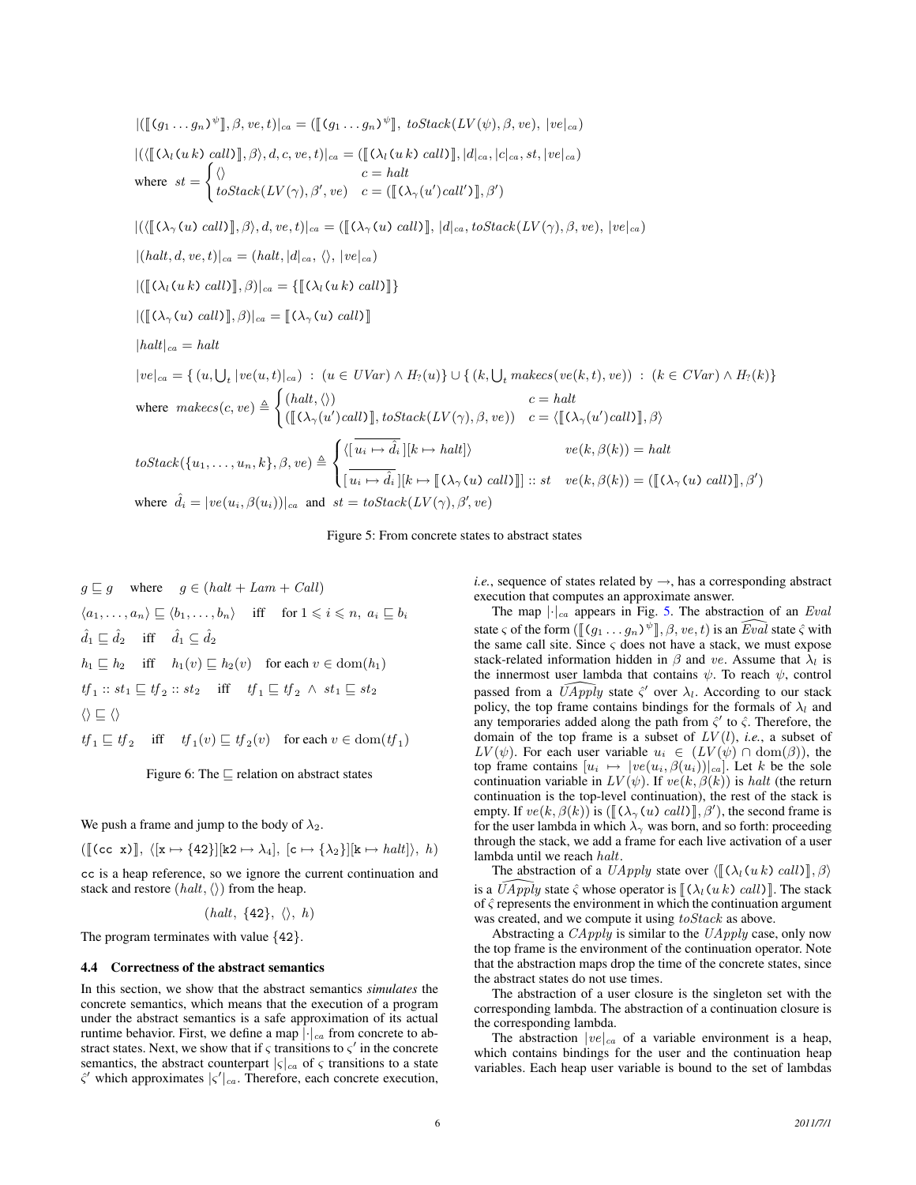$$|(\llbracket (g_1 \ldots g_n)^{\psi} \rrbracket, \beta, ve, t)|_{ca} = (\llbracket (g_1 \ldots g_n)^{\psi} \rrbracket,\ toStack(LV(\psi), \beta, ve),\ |ve|_{ca})$$

$$|(\langle \llbracket (\lambda_l (u\, k)\ call) \rrbracket, \beta \rangle, d, c, ve, t)|_{ca} = (\llbracket (\lambda_l (u\, k)\ call) \rrbracket, |d|_{ca}, |c|_{ca}, st, |ve|_{ca})$$

$$\text{where } \ st = \begin{cases} \langle\rangle & c = halt \\ toStack(LV(\gamma), \beta', ve) & c = (\llbracket (\lambda_\gamma (u')call') \rrbracket, \beta') \end{cases}$$

$$|(\langle \llbracket (\lambda_\gamma (u)\ call) \rrbracket, \beta \rangle, d, ve, t)|_{ca} = (\llbracket (\lambda_\gamma (u)\ call) \rrbracket, |d|_{ca}, toStack(LV(\gamma), \beta, ve),\ |ve|_{ca})$$

$$|(halt, d, ve, t)|_{ca} = (halt, |d|_{ca},\ \langle\rangle,\ |ve|_{ca})$$

$$|(\llbracket (\lambda_l (u\, k)\ call) \rrbracket, \beta)|_{ca} = \{\llbracket (\lambda_l (u\, k)\ call) \rrbracket\}$$

$$|(\llbracket (\lambda_\gamma (u)\ call) \rrbracket, \beta)|_{ca} = \llbracket (\lambda_\gamma (u)\ call) \rrbracket$$

$$|halt|_{ca} = halt$$

$$|ve|_{ca} = \{\, (u, \textstyle\bigcup_t |ve(u,t)|_{ca})\ :\ (u \in UVar) \wedge H_?(u) \} \cup \{\, (k, \textstyle\bigcup_t makecs(ve(k,t), ve))\ :\ (k \in CVar) \wedge H_?(k) \}$$

$$\text{where } \ makecs(c, ve) \triangleq \begin{cases} (halt, \langle\rangle) & c = halt \\ (\llbracket (\lambda_\gamma (u')call) \rrbracket, toStack(LV(\gamma), \beta, ve)) & c = \langle \llbracket (\lambda_\gamma (u')call) \rrbracket, \beta \rangle \end{cases}$$

$$toStack(\{u_1, \ldots, u_n, k\}, \beta, ve) \triangleq \begin{cases} \langle [\overline{u_i \mapsto \hat{d}_i}][k \mapsto halt] \rangle & ve(k, \beta(k)) = halt \\ [\overline{u_i \mapsto \hat{d}_i}][k \mapsto \llbracket (\lambda_\gamma (u)\ call) \rrbracket] :: st & ve(k, \beta(k)) = (\llbracket (\lambda_\gamma (u)\ call) \rrbracket, \beta') \end{cases}$$

$$\text{where } \ \hat{d}_i = |ve(u_i, \beta(u_i))|_{ca} \ \text{ and } \ st = toStack(LV(\gamma), \beta', ve)$$

Figure 5: From concrete states to abstract states

$$g \sqsubseteq g \quad \text{where} \quad g \in (halt + Lam + Call)$$

$$\langle a_1, \ldots, a_n \rangle \sqsubseteq \langle b_1, \ldots, b_n \rangle \quad \text{iff} \quad \text{for } 1 \leqslant i \leqslant n,\ a_i \sqsubseteq b_i$$

$$\hat{d}_1 \sqsubseteq \hat{d}_2 \quad \text{iff} \quad \hat{d}_1 \subseteq \hat{d}_2$$

$$h_1 \sqsubseteq h_2 \quad \text{iff} \quad h_1(v) \sqsubseteq h_2(v) \quad \text{for each } v \in \mathrm{dom}(h_1)$$

$$tf_1 :: st_1 \sqsubseteq tf_2 :: st_2 \quad \text{iff} \quad tf_1 \sqsubseteq tf_2 \ \wedge\ st_1 \sqsubseteq st_2$$

$$\langle\rangle \sqsubseteq \langle\rangle$$

$$tf_1 \sqsubseteq tf_2 \quad \text{iff} \quad tf_1(v) \sqsubseteq tf_2(v) \quad \text{for each } v \in \mathrm{dom}(tf_1)$$

Figure 6: The $\sqsubseteq$ relation on abstract states

We push a frame and jump to the body of $\lambda_2$.

$$(\llbracket (\texttt{cc x}) \rrbracket,\ \langle [\texttt{x} \mapsto \{42\}][\texttt{k2} \mapsto \lambda_4],\ [\texttt{c} \mapsto \{\lambda_2\}][\texttt{k} \mapsto halt] \rangle,\ h)$$

`cc` is a heap reference, so we ignore the current continuation and stack and restore $(halt, \langle\rangle)$ from the heap.

$$(halt,\ \{42\},\ \langle\rangle,\ h)$$

The program terminates with value $\{42\}$.

### 4.4 Correctness of the abstract semantics

In this section, we show that the abstract semantics *simulates* the concrete semantics, which means that the execution of a program under the abstract semantics is a safe approximation of its actual runtime behavior. First, we define a map $|\cdot|_{ca}$ from concrete to abstract states. Next, we show that if $\varsigma$ transitions to $\varsigma'$ in the concrete semantics, the abstract counterpart $|\varsigma|_{ca}$ of $\varsigma$ transitions to a state $\hat{\varsigma}'$ which approximates $|\varsigma'|_{ca}$. Therefore, each concrete execution, *i.e.*, sequence of states related by $\rightarrow$, has a corresponding abstract execution that computes an approximate answer.

The map $|\cdot|_{ca}$ appears in Fig. 5. The abstraction of an $Eval$ state $\varsigma$ of the form $(\llbracket (g_1 \ldots g_n)^{\psi} \rrbracket, \beta, ve, t)$ is an $\widehat{Eval}$ state $\hat{\varsigma}$ with the same call site. Since $\varsigma$ does not have a stack, we must expose stack-related information hidden in $\beta$ and $ve$. Assume that $\lambda_l$ is the innermost user lambda that contains $\psi$. To reach $\psi$, control passed from a $\widehat{UApply}$ state $\hat{\varsigma}'$ over $\lambda_l$. According to our stack policy, the top frame contains bindings for the formals of $\lambda_l$ and any temporaries added along the path from $\hat{\varsigma}'$ to $\hat{\varsigma}$. Therefore, the domain of the top frame is a subset of $LV(l)$, *i.e.*, a subset of $LV(\psi)$. For each user variable $u_i \in (LV(\psi) \cap \mathrm{dom}(\beta))$, the top frame contains $[u_i \mapsto |ve(u_i, \beta(u_i))|_{ca}]$. Let $k$ be the sole continuation variable in $LV(\psi)$. If $ve(k, \beta(k))$ is $halt$ (the return continuation is the top-level continuation), the rest of the stack is empty. If $ve(k, \beta(k))$ is $(\llbracket (\lambda_\gamma (u)\ call) \rrbracket, \beta')$, the second frame is for the user lambda in which $\lambda_\gamma$ was born, and so forth: proceeding through the stack, we add a frame for each live activation of a user lambda until we reach $halt$.

The abstraction of a $UApply$ state over $\langle \llbracket (\lambda_l (u\, k)\ call) \rrbracket, \beta \rangle$ is a $\widehat{UApply}$ state $\hat{\varsigma}$ whose operator is $\llbracket (\lambda_l (u\, k)\ call) \rrbracket$. The stack of $\hat{\varsigma}$ represents the environment in which the continuation argument was created, and we compute it using $toStack$ as above.

Abstracting a $CApply$ is similar to the $UApply$ case, only now the top frame is the environment of the continuation operator. Note that the abstraction maps drop the time of the concrete states, since the abstract states do not use times.

The abstraction of a user closure is the singleton set with the corresponding lambda. The abstraction of a continuation closure is the corresponding lambda.

The abstraction $|ve|_{ca}$ of a variable environment is a heap, which contains bindings for the user and the continuation heap variables. Each heap user variable is bound to the set of lambdas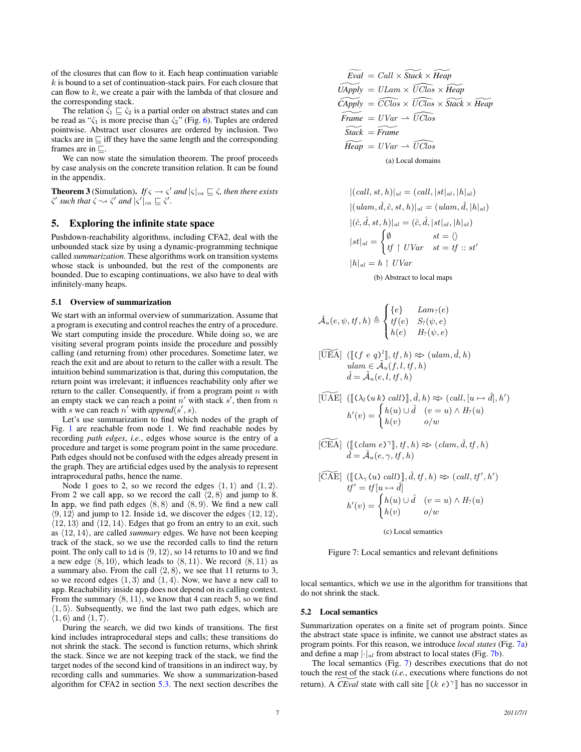of the closures that can flow to it. Each heap continuation variable $k$ is bound to a set of continuation-stack pairs. For each closure that can flow to $k$, we create a pair with the lambda of that closure and the corresponding stack.

The relation $\hat{\varsigma}_1 \sqsubseteq \hat{\varsigma}_2$ is a partial order on abstract states and can be read as "$\hat{\varsigma}_1$ is more precise than $\hat{\varsigma}_2$" (Fig. 6). Tuples are ordered pointwise. Abstract user closures are ordered by inclusion. Two stacks are in $\sqsubseteq$ iff they have the same length and the corresponding frames are in $\sqsubseteq$.

We can now state the simulation theorem. The proof proceeds by case analysis on the concrete transition relation. It can be found in the appendix.

**Theorem 3** (Simulation). *If $\varsigma \to \varsigma'$ and $|\varsigma|_{ca} \sqsubseteq \hat{\varsigma}$, then there exists $\hat{\varsigma}'$ such that $\hat{\varsigma} \leadsto \hat{\varsigma}'$ and $|\varsigma'|_{ca} \sqsubseteq \hat{\varsigma}'$.*

## 5. Exploring the infinite state space

Pushdown-reachability algorithms, including CFA2, deal with the unbounded stack size by using a dynamic-programming technique called *summarization*. These algorithms work on transition systems whose stack is unbounded, but the rest of the components are bounded. Due to escaping continuations, we also have to deal with infinitely-many heaps.

### 5.1 Overview of summarization

We start with an informal overview of summarization. Assume that a program is executing and control reaches the entry of a procedure. We start computing inside the procedure. While doing so, we are visiting several program points inside the procedure and possibly calling (and returning from) other procedures. Sometime later, we reach the exit and are about to return to the caller with a result. The intuition behind summarization is that, during this computation, the return point was irrelevant; it influences reachability only after we return to the caller. Consequently, if from a program point $n$ with an empty stack we can reach a point $n'$ with stack $s'$, then from $n$ with $s$ we can reach $n'$ with $append(s', s)$.

Let's use summarization to find which nodes of the graph of Fig. 1 are reachable from node 1. We find reachable nodes by recording *path edges*, *i.e.*, edges whose source is the entry of a procedure and target is some program point in the same procedure. Path edges should not be confused with the edges already present in the graph. They are artificial edges used by the analysis to represent intraprocedural paths, hence the name.

Node 1 goes to 2, so we record the edges $\langle 1, 1\rangle$ and $\langle 1, 2\rangle$. From 2 we call app, so we record the call $\langle 2, 8\rangle$ and jump to 8. In app, we find path edges $\langle 8, 8\rangle$ and $\langle 8, 9\rangle$. We find a new call $\langle 9, 12\rangle$ and jump to 12. Inside id, we discover the edges $\langle 12, 12\rangle$, $\langle 12, 13\rangle$ and $\langle 12, 14\rangle$. Edges that go from an entry to an exit, such as $\langle 12, 14\rangle$, are called *summary* edges. We have not been keeping track of the stack, so we use the recorded calls to find the return point. The only call to id is $\langle 9, 12\rangle$, so 14 returns to 10 and we find a new edge $\langle 8, 10\rangle$, which leads to $\langle 8, 11\rangle$. We record $\langle 8, 11\rangle$ as a summary also. From the call $\langle 2, 8\rangle$, we see that 11 returns to 3, so we record edges $\langle 1, 3\rangle$ and $\langle 1, 4\rangle$. Now, we have a new call to app. Reachability inside app does not depend on its calling context. From the summary $\langle 8, 11\rangle$, we know that 4 can reach 5, so we find $\langle 1, 5\rangle$. Subsequently, we find the last two path edges, which are $\langle 1, 6\rangle$ and $\langle 1, 7\rangle$.

During the search, we did two kinds of transitions. The first kind includes intraprocedural steps and calls; these transitions do not shrink the stack. The second is function returns, which shrink the stack. Since we are not keeping track of the stack, we find the target nodes of the second kind of transitions in an indirect way, by recording calls and summaries. We show a summarization-based algorithm for CFA2 in section 5.3. The next section describes the local semantics, which we use in the algorithm for transitions that do not shrink the stack.

$$
\begin{aligned}
\widetilde{Eval} &= Call \times \widetilde{Stack} \times \widetilde{Heap} \\
\widetilde{UApply} &= ULam \times \widehat{UClos} \times \widetilde{Heap} \\
\widetilde{CApply} &= \widehat{CClos} \times \widehat{UClos} \times \widetilde{Stack} \times \widetilde{Heap} \\
\widetilde{Frame} &= UVar \rightharpoonup \widehat{UClos} \\
\widetilde{Stack} &= \widetilde{Frame} \\
\widetilde{Heap} &= UVar \rightharpoonup \widehat{UClos}
\end{aligned}
$$

(a) Local domains

$$
\begin{aligned}
&|(call, st, h)|_{al} = (call, |st|_{al}, |h|_{al}) \\
&|(ulam, \hat{d}, \hat{c}, st, h)|_{al} = (ulam, \hat{d}, |h|_{al}) \\
&|(\hat{c}, \hat{d}, st, h)|_{al} = (\hat{c}, \hat{d}, |st|_{al}, |h|_{al}) \\
&|st|_{al} = \begin{cases} \emptyset & st = \langle\rangle \\ tf \restriction UVar & st = tf :: st' \end{cases} \\
&|h|_{al} = h \restriction UVar
\end{aligned}
$$

(b) Abstract to local maps

$$
\tilde{\mathcal{A}}_u(e, \psi, tf, h) \triangleq \begin{cases} \{e\} & Lam_?(e) \\ tf(e) & S_?(\psi, e) \\ h(e) & H_?(\psi, e) \end{cases}
$$

$$
\begin{aligned}
&[\widetilde{\text{UEA}}]\ \ (\llbracket (f\ e\ q)^l \rrbracket, tf, h) \approx> (ulam, \hat{d}, h) \\
&\quad ulam \in \tilde{\mathcal{A}}_u(f, l, tf, h) \\
&\quad \hat{d} = \tilde{\mathcal{A}}_u(e, l, tf, h)
\end{aligned}
$$

$$
\begin{aligned}
&[\widetilde{\text{UAE}}]\ \ (\llbracket (\lambda_l (u\ k)\ call) \rrbracket, \hat{d}, h) \approx> (call, [u \mapsto \hat{d}], h') \\
&\quad h'(v) = \begin{cases} h(u) \cup \hat{d} & (v = u) \wedge H_?(u) \\ h(v) & o/w \end{cases}
\end{aligned}
$$

$$
\begin{aligned}
&[\widetilde{\text{CEA}}]\ \ (\llbracket (clam\ e)^\gamma \rrbracket, tf, h) \approx> (clam, \hat{d}, tf, h) \\
&\quad \hat{d} = \tilde{\mathcal{A}}_u(e, \gamma, tf, h)
\end{aligned}
$$

$$
\begin{aligned}
&[\widetilde{\text{CAE}}]\ \ (\llbracket (\lambda_\gamma (u)\ call) \rrbracket, \hat{d}, tf, h) \approx> (call, tf', h') \\
&\quad tf' = tf[u \mapsto \hat{d}] \\
&\quad h'(v) = \begin{cases} h(u) \cup \hat{d} & (v = u) \wedge H_?(u) \\ h(v) & o/w \end{cases}
\end{aligned}
$$

(c) Local semantics

Figure 7: Local semantics and relevant definitions

### 5.2 Local semantics

Summarization operates on a finite set of program points. Since the abstract state space is infinite, we cannot use abstract states as program points. For this reason, we introduce *local states* (Fig. 7a) and define a map $|\cdot|_{al}$ from abstract to local states (Fig. 7b).

The local semantics (Fig. 7) describes executions that do not touch the rest of the stack (*i.e.*, executions where functions do not return). A $\widetilde{CEval}$ state with call site $\llbracket (k\ e)^\gamma \rrbracket$ has no successor in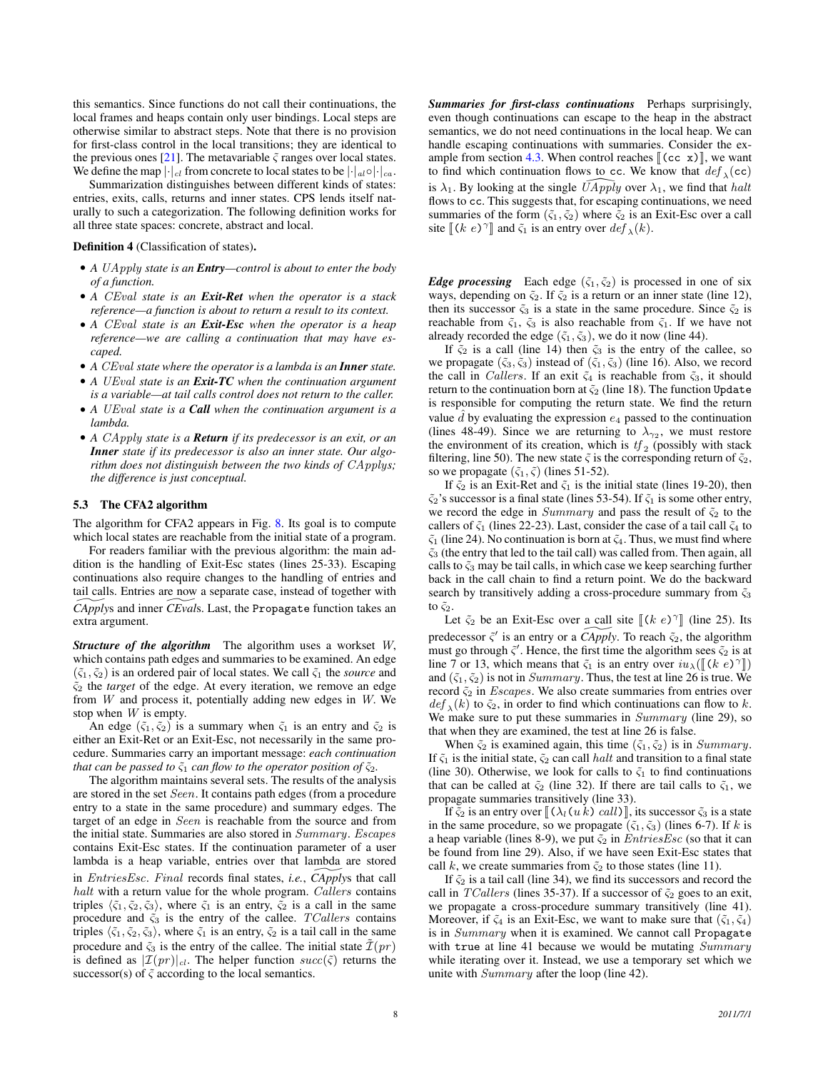this semantics. Since functions do not call their continuations, the local frames and heaps contain only user bindings. Local steps are otherwise similar to abstract steps. Note that there is no provision for first-class control in the local transitions; they are identical to the previous ones [21]. The metavariable $\tilde{\varsigma}$ ranges over local states. We define the map $|\cdot|_{cl}$ from concrete to local states to be $|\cdot|_{al} \circ |\cdot|_{ca}$.

Summarization distinguishes between different kinds of states: entries, exits, calls, returns and inner states. CPS lends itself naturally to such a categorization. The following definition works for all three state spaces: concrete, abstract and local.

**Definition 4** (Classification of states)**.**

- *A UApply state is an **Entry**—control is about to enter the body of a function.*
- *A CEval state is an **Exit-Ret** when the operator is a stack reference—a function is about to return a result to its context.*
- *A CEval state is an **Exit-Esc** when the operator is a heap reference—we are calling a continuation that may have escaped.*
- *A CEval state where the operator is a lambda is an **Inner** state.*
- *A UEval state is an **Exit-TC** when the continuation argument is a variable—at tail calls control does not return to the caller.*
- *A UEval state is a **Call** when the continuation argument is a lambda.*
- *A CApply state is a **Return** if its predecessor is an exit, or an **Inner** state if its predecessor is also an inner state. Our algorithm does not distinguish between the two kinds of CApplys; the difference is just conceptual.*

### 5.3 The CFA2 algorithm

The algorithm for CFA2 appears in Fig. 8. Its goal is to compute which local states are reachable from the initial state of a program.

For readers familiar with the previous algorithm: the main addition is the handling of Exit-Esc states (lines 25-33). Escaping continuations also require changes to the handling of entries and tail calls. Entries are now a separate case, instead of together with $\widetilde{CApply}$s and inner $\widetilde{CEval}$s. Last, the `Propagate` function takes an extra argument.

***Structure of the algorithm*** The algorithm uses a workset $W$, which contains path edges and summaries to be examined. An edge $(\tilde{\varsigma}_1, \tilde{\varsigma}_2)$ is an ordered pair of local states. We call $\tilde{\varsigma}_1$ the *source* and $\tilde{\varsigma}_2$ the *target* of the edge. At every iteration, we remove an edge from $W$ and process it, potentially adding new edges in $W$. We stop when $W$ is empty.

An edge $(\tilde{\varsigma}_1, \tilde{\varsigma}_2)$ is a summary when $\tilde{\varsigma}_1$ is an entry and $\tilde{\varsigma}_2$ is either an Exit-Ret or an Exit-Esc, not necessarily in the same procedure. Summaries carry an important message: *each continuation that can be passed to $\tilde{\varsigma}_1$ can flow to the operator position of $\tilde{\varsigma}_2$.*

The algorithm maintains several sets. The results of the analysis are stored in the set $Seen$. It contains path edges (from a procedure entry to a state in the same procedure) and summary edges. The target of an edge in $Seen$ is reachable from the source and from the initial state. Summaries are also stored in $Summary$. $Escapes$ contains Exit-Esc states. If the continuation parameter of a user lambda is a heap variable, entries over that lambda are stored in $EntriesEsc$. $Final$ records final states, *i.e.*, $\widetilde{CApply}$s that call $halt$ with a return value for the whole program. $Callers$ contains triples $\langle\tilde{\varsigma}_1, \tilde{\varsigma}_2, \tilde{\varsigma}_3\rangle$, where $\tilde{\varsigma}_1$ is an entry, $\tilde{\varsigma}_2$ is a call in the same procedure and $\tilde{\varsigma}_3$ is the entry of the callee. $TCallers$ contains triples $\langle\tilde{\varsigma}_1, \tilde{\varsigma}_2, \tilde{\varsigma}_3\rangle$, where $\tilde{\varsigma}_1$ is an entry, $\tilde{\varsigma}_2$ is a tail call in the same procedure and $\tilde{\varsigma}_3$ is the entry of the callee. The initial state $\widetilde{\mathcal{I}}(pr)$ is defined as $|\mathcal{I}(pr)|_{cl}$. The helper function $succ(\tilde{\varsigma})$ returns the successor(s) of $\tilde{\varsigma}$ according to the local semantics.

***Summaries for first-class continuations*** Perhaps surprisingly, even though continuations can escape to the heap in the abstract semantics, we do not need continuations in the local heap. We can handle escaping continuations with summaries. Consider the example from section 4.3. When control reaches $[\![$`(cc x)`$]\!]$, we want to find which continuation flows to `cc`. We know that $def_\lambda($`cc`$)$ is $\lambda_1$. By looking at the single $\widehat{UApply}$ over $\lambda_1$, we find that $halt$ flows to `cc`. This suggests that, for escaping continuations, we need summaries of the form $(\tilde{\varsigma}_1, \tilde{\varsigma}_2)$ where $\tilde{\varsigma}_2$ is an Exit-Esc over a call site $[\![$`(`$k\ e$`)`$^\gamma]\!]$ and $\tilde{\varsigma}_1$ is an entry over $def_\lambda(k)$.

***Edge processing*** Each edge $(\tilde{\varsigma}_1, \tilde{\varsigma}_2)$ is processed in one of six ways, depending on $\tilde{\varsigma}_2$. If $\tilde{\varsigma}_2$ is a return or an inner state (line 12), then its successor $\tilde{\varsigma}_3$ is a state in the same procedure. Since $\tilde{\varsigma}_2$ is reachable from $\tilde{\varsigma}_1$, $\tilde{\varsigma}_3$ is also reachable from $\tilde{\varsigma}_1$. If we have not already recorded the edge $(\tilde{\varsigma}_1, \tilde{\varsigma}_3)$, we do it now (line 44).

If $\tilde{\varsigma}_2$ is a call (line 14) then $\tilde{\varsigma}_3$ is the entry of the callee, so we propagate $(\tilde{\varsigma}_3, \tilde{\varsigma}_3)$ instead of $(\tilde{\varsigma}_1, \tilde{\varsigma}_3)$ (line 16). Also, we record the call in $Callers$. If an exit $\tilde{\varsigma}_4$ is reachable from $\tilde{\varsigma}_3$, it should return to the continuation born at $\tilde{\varsigma}_2$ (line 18). The function `Update` is responsible for computing the return state. We find the return value $\hat{d}$ by evaluating the expression $e_4$ passed to the continuation (lines 48-49). Since we are returning to $\lambda_{\gamma_2}$, we must restore the environment of its creation, which is $tf_2$ (possibly with stack filtering, line 50). The new state $\tilde{\varsigma}$ is the corresponding return of $\tilde{\varsigma}_2$, so we propagate $(\tilde{\varsigma}_1, \tilde{\varsigma})$ (lines 51-52).

If $\tilde{\varsigma}_2$ is an Exit-Ret and $\tilde{\varsigma}_1$ is the initial state (lines 19-20), then $\tilde{\varsigma}_2$'s successor is a final state (lines 53-54). If $\tilde{\varsigma}_1$ is some other entry, we record the edge in $Summary$ and pass the result of $\tilde{\varsigma}_2$ to the callers of $\tilde{\varsigma}_1$ (lines 22-23). Last, consider the case of a tail call $\tilde{\varsigma}_4$ to $\tilde{\varsigma}_1$ (line 24). No continuation is born at $\tilde{\varsigma}_4$. Thus, we must find where $\tilde{\varsigma}_3$ (the entry that led to the tail call) was called from. Then again, all calls to $\tilde{\varsigma}_3$ may be tail calls, in which case we keep searching further back in the call chain to find a return point. We do the backward search by transitively adding a cross-procedure summary from $\tilde{\varsigma}_3$ to $\tilde{\varsigma}_2$.

Let $\tilde{\varsigma}_2$ be an Exit-Esc over a call site $[\![$`(`$k\ e$`)`$^\gamma]\!]$ (line 25). Its predecessor $\tilde{\varsigma}'$ is an entry or a $\widetilde{CApply}$. To reach $\tilde{\varsigma}_2$, the algorithm must go through $\tilde{\varsigma}'$. Hence, the first time the algorithm sees $\tilde{\varsigma}_2$ is at line 7 or 13, which means that $\tilde{\varsigma}_1$ is an entry over $iu_\lambda([\![$`(`$k\ e$`)`$^\gamma]\!])$ and $(\tilde{\varsigma}_1, \tilde{\varsigma}_2)$ is not in $Summary$. Thus, the test at line 26 is true. We record $\tilde{\varsigma}_2$ in $Escapes$. We also create summaries from entries over $def_\lambda(k)$ to $\tilde{\varsigma}_2$, in order to find which continuations can flow to $k$. We make sure to put these summaries in $Summary$ (line 29), so that when they are examined, the test at line 26 is false.

When $\tilde{\varsigma}_2$ is examined again, this time $(\tilde{\varsigma}_1, \tilde{\varsigma}_2)$ is in $Summary$. If $\tilde{\varsigma}_1$ is the initial state, $\tilde{\varsigma}_2$ can call $halt$ and transition to a final state (line 30). Otherwise, we look for calls to $\tilde{\varsigma}_1$ to find continuations that can be called at $\tilde{\varsigma}_2$ (line 32). If there are tail calls to $\tilde{\varsigma}_1$, we propagate summaries transitively (line 33).

If $\tilde{\varsigma}_2$ is an entry over $[\![$`(`$\lambda_l$`(`$u\,k$`)` $call$`)`$]\!]$, its successor $\tilde{\varsigma}_3$ is a state in the same procedure, so we propagate $(\tilde{\varsigma}_1, \tilde{\varsigma}_3)$ (lines 6-7). If $k$ is a heap variable (lines 8-9), we put $\tilde{\varsigma}_2$ in $EntriesEsc$ (so that it can be found from line 29). Also, if we have seen Exit-Esc states that call $k$, we create summaries from $\tilde{\varsigma}_2$ to those states (line 11).

If $\tilde{\varsigma}_2$ is a tail call (line 34), we find its successors and record the call in $TCallers$ (lines 35-37). If a successor of $\tilde{\varsigma}_2$ goes to an exit, we propagate a cross-procedure summary transitively (line 41). Moreover, if $\tilde{\varsigma}_4$ is an Exit-Esc, we want to make sure that $(\tilde{\varsigma}_1, \tilde{\varsigma}_4)$ is in $Summary$ when it is examined. We cannot call `Propagate` with `true` at line 41 because we would be mutating $Summary$ while iterating over it. Instead, we use a temporary set which we unite with $Summary$ after the loop (line 42).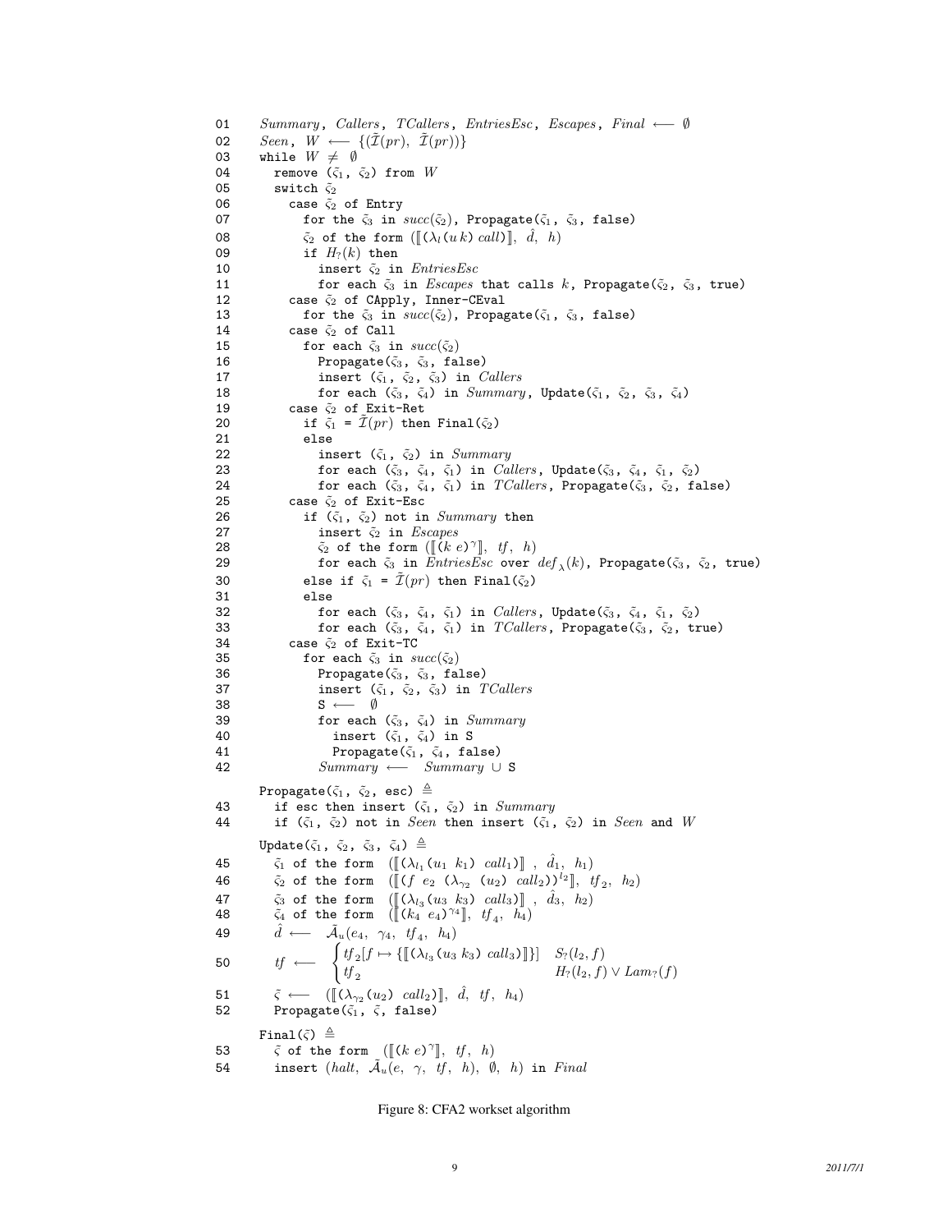```
01    Summary, Callers, TCallers, EntriesEsc, Escapes, Final ⟵ ∅
02    Seen, W ⟵ {(Ĩ(pr), Ĩ(pr))}
03    while W ≠ ∅
04      remove (ς̃1, ς̃2) from W
05      switch ς̃2
06        case ς̃2 of Entry
07          for the ς̃3 in succ(ς̃2), Propagate(ς̃1, ς̃3, false)
08          ς̃2 of the form ([[(λl(u k) call)]], d̂, h)
09          if H?(k) then
10            insert ς̃2 in EntriesEsc
11            for each ς̃3 in Escapes that calls k, Propagate(ς̃2, ς̃3, true)
12        case ς̃2 of CApply, Inner-CEval
13          for the ς̃3 in succ(ς̃2), Propagate(ς̃1, ς̃3, false)
14        case ς̃2 of Call
15          for each ς̃3 in succ(ς̃2)
16            Propagate(ς̃3, ς̃3, false)
17            insert (ς̃1, ς̃2, ς̃3) in Callers
18            for each (ς̃3, ς̃4) in Summary, Update(ς̃1, ς̃2, ς̃3, ς̃4)
19        case ς̃2 of Exit-Ret
20          if ς̃1 = Ĩ(pr) then Final(ς̃2)
21          else
22            insert (ς̃1, ς̃2) in Summary
23            for each (ς̃3, ς̃4, ς̃1) in Callers, Update(ς̃3, ς̃4, ς̃1, ς̃2)
24            for each (ς̃3, ς̃4, ς̃1) in TCallers, Propagate(ς̃3, ς̃2, false)
25        case ς̃2 of Exit-Esc
26          if (ς̃1, ς̃2) not in Summary then
27            insert ς̃2 in Escapes
28            ς̃2 of the form ([[(k e)^γ]], tf, h)
29            for each ς̃3 in EntriesEsc over def_λ(k), Propagate(ς̃3, ς̃2, true)
30          else if ς̃1 = Ĩ(pr) then Final(ς̃2)
31          else
32            for each (ς̃3, ς̃4, ς̃1) in Callers, Update(ς̃3, ς̃4, ς̃1, ς̃2)
33            for each (ς̃3, ς̃4, ς̃1) in TCallers, Propagate(ς̃3, ς̃2, true)
34        case ς̃2 of Exit-TC
35          for each ς̃3 in succ(ς̃2)
36            Propagate(ς̃3, ς̃3, false)
37            insert (ς̃1, ς̃2, ς̃3) in TCallers
38            S ⟵ ∅
39            for each (ς̃3, ς̃4) in Summary
40              insert (ς̃1, ς̃4) in S
41              Propagate(ς̃1, ς̃4, false)
42            Summary ⟵ Summary ∪ S

      Propagate(ς̃1, ς̃2, esc) ≜
43      if esc then insert (ς̃1, ς̃2) in Summary
44      if (ς̃1, ς̃2) not in Seen then insert (ς̃1, ς̃2) in Seen and W

      Update(ς̃1, ς̃2, ς̃3, ς̃4) ≜
45      ς̃1 of the form ([[(λl1(u1 k1) call1)]], d̂1, h1)
46      ς̃2 of the form ([[(f e2 (λγ2 (u2) call2))^l2]], tf2, h2)
47      ς̃3 of the form ([[(λl3(u3 k3) call3)]], d̂3, h2)
48      ς̃4 of the form ([[(k4 e4)^γ4]], tf4, h4)
49      d̂ ⟵ Ãu(e4, γ4, tf4, h4)
50      tf ⟵ { tf2[f ↦ {[[(λl3(u3 k3) call3)]]}]   S?(l2, f)
              { tf2                                H?(l2, f) ∨ Lam?(f)
51      ς̃ ⟵ ([[(λγ2(u2) call2)]], d̂, tf, h4)
52      Propagate(ς̃1, ς̃, false)

      Final(ς̃) ≜
53      ς̃ of the form ([[(k e)^γ]], tf, h)
54      insert (halt, Ãu(e, γ, tf, h), ∅, h) in Final
```

Figure 8: CFA2 workset algorithm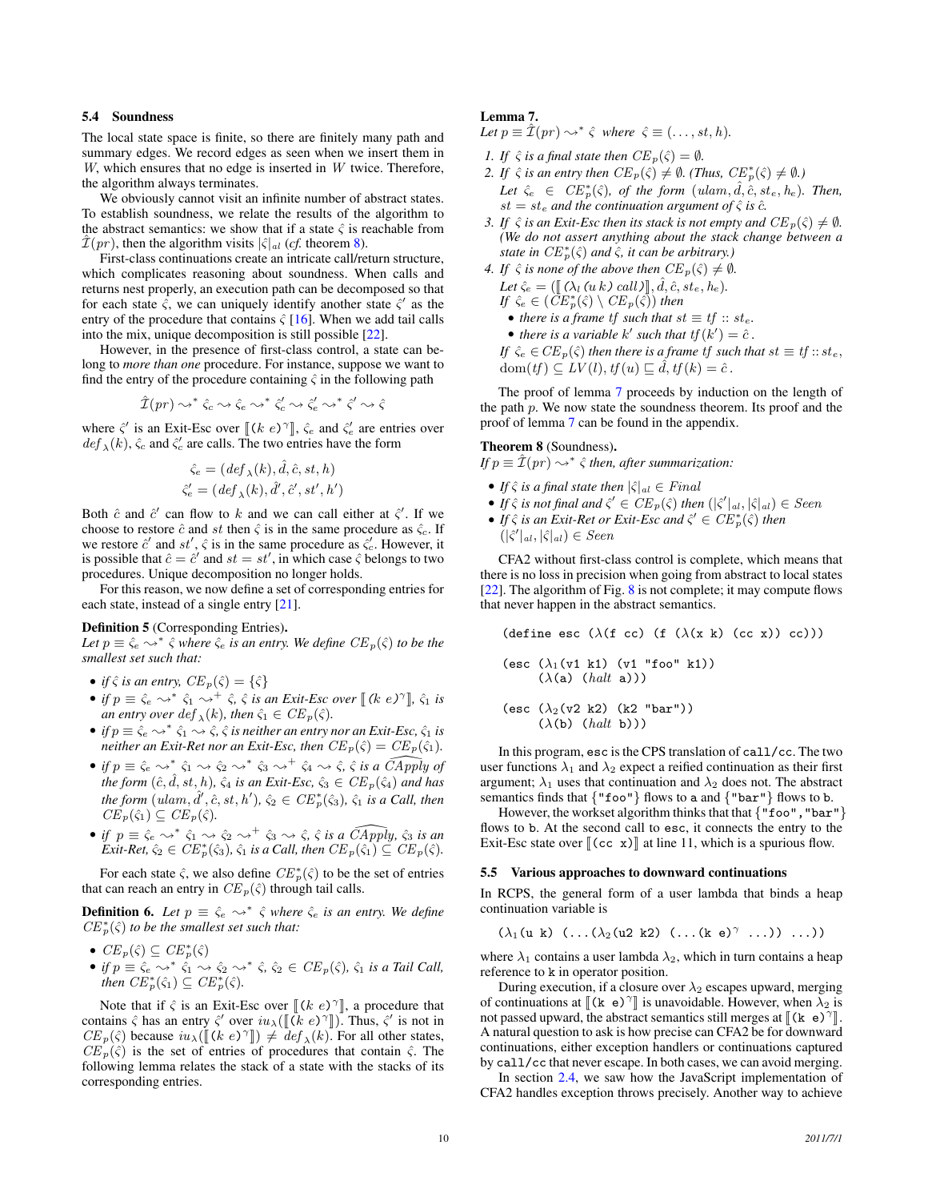### 5.4 Soundness

The local state space is finite, so there are finitely many path and summary edges. We record edges as seen when we insert them in $W$, which ensures that no edge is inserted in $W$ twice. Therefore, the algorithm always terminates.

We obviously cannot visit an infinite number of abstract states. To establish soundness, we relate the results of the algorithm to the abstract semantics: we show that if a state $\hat{\varsigma}$ is reachable from $\hat{\mathcal{I}}(pr)$, then the algorithm visits $|\hat{\varsigma}|_{al}$ (*cf.* theorem 8).

First-class continuations create an intricate call/return structure, which complicates reasoning about soundness. When calls and returns nest properly, an execution path can be decomposed so that for each state $\hat{\varsigma}$, we can uniquely identify another state $\hat{\varsigma}'$ as the entry of the procedure that contains $\hat{\varsigma}$ [16]. When we add tail calls into the mix, unique decomposition is still possible [22].

However, in the presence of first-class control, a state can belong to *more than one* procedure. For instance, suppose we want to find the entry of the procedure containing $\hat{\varsigma}$ in the following path

$$\hat{\mathcal{I}}(pr) \leadsto^* \hat{\varsigma}_c \leadsto \hat{\varsigma}_e \leadsto^* \hat{\varsigma}'_c \leadsto \hat{\varsigma}'_e \leadsto^* \hat{\varsigma}' \leadsto \hat{\varsigma}$$

where $\hat{\varsigma}'$ is an Exit-Esc over $[\![(k\ e)^{\gamma}]\!]$, $\hat{\varsigma}_e$ and $\hat{\varsigma}'_e$ are entries over $def_{\lambda}(k)$, $\hat{\varsigma}_c$ and $\hat{\varsigma}'_c$ are calls. The two entries have the form

$$\hat{\varsigma}_e = (def_{\lambda}(k), \hat{d}, \hat{c}, st, h)$$
$$\hat{\varsigma}'_e = (def_{\lambda}(k), \hat{d}', \hat{c}', st', h')$$

Both $\hat{c}$ and $\hat{c}'$ can flow to $k$ and we can call either at $\hat{\varsigma}'$. If we choose to restore $\hat{c}$ and $st$ then $\hat{\varsigma}$ is in the same procedure as $\hat{\varsigma}_c$. If we restore $\hat{c}'$ and $st'$, $\hat{\varsigma}$ is in the same procedure as $\hat{\varsigma}'_c$. However, it is possible that $\hat{c} = \hat{c}'$ and $st = st'$, in which case $\hat{\varsigma}$ belongs to two procedures. Unique decomposition no longer holds.

For this reason, we now define a set of corresponding entries for each state, instead of a single entry [21].

**Definition 5** (Corresponding Entries)**.**
*Let $p \equiv \hat{\varsigma}_e \leadsto^* \hat{\varsigma}$ where $\hat{\varsigma}_e$ is an entry. We define $CE_p(\hat{\varsigma})$ to be the smallest set such that:*

- *if $\hat{\varsigma}$ is an entry, $CE_p(\hat{\varsigma}) = \{\hat{\varsigma}\}$*
- *if $p \equiv \hat{\varsigma}_e \leadsto^* \hat{\varsigma}_1 \leadsto^+ \hat{\varsigma}$, $\hat{\varsigma}$ is an Exit-Esc over $[\![(k\ e)^{\gamma}]\!]$, $\hat{\varsigma}_1$ is an entry over $def_{\lambda}(k)$, then $\hat{\varsigma}_1 \in CE_p(\hat{\varsigma})$.*
- *if $p \equiv \hat{\varsigma}_e \leadsto^* \hat{\varsigma}_1 \leadsto \hat{\varsigma}$, $\hat{\varsigma}$ is neither an entry nor an Exit-Esc, $\hat{\varsigma}_1$ is neither an Exit-Ret nor an Exit-Esc, then $CE_p(\hat{\varsigma}) = CE_p(\hat{\varsigma}_1)$.*
- *if $p \equiv \hat{\varsigma}_e \leadsto^* \hat{\varsigma}_1 \leadsto \hat{\varsigma}_2 \leadsto^* \hat{\varsigma}_3 \leadsto^+ \hat{\varsigma}_4 \leadsto \hat{\varsigma}$, $\hat{\varsigma}$ is a $\widehat{CApply}$ of the form $(\hat{c}, \hat{d}, st, h)$, $\hat{\varsigma}_4$ is an Exit-Esc, $\hat{\varsigma}_3 \in CE_p(\hat{\varsigma}_4)$ and has the form $(ulam, \hat{d}', \hat{c}, st, h')$, $\hat{\varsigma}_2 \in CE^*_p(\hat{\varsigma}_3)$, $\hat{\varsigma}_1$ is a Call, then $CE_p(\hat{\varsigma}_1) \subseteq CE_p(\hat{\varsigma})$.*
- *if $p \equiv \hat{\varsigma}_e \leadsto^* \hat{\varsigma}_1 \leadsto \hat{\varsigma}_2 \leadsto^+ \hat{\varsigma}_3 \leadsto \hat{\varsigma}$, $\hat{\varsigma}$ is a $\widehat{CApply}$, $\hat{\varsigma}_3$ is an Exit-Ret, $\hat{\varsigma}_2 \in CE^*_p(\hat{\varsigma}_3)$, $\hat{\varsigma}_1$ is a Call, then $CE_p(\hat{\varsigma}_1) \subseteq CE_p(\hat{\varsigma})$.*

For each state $\hat{\varsigma}$, we also define $CE^*_p(\hat{\varsigma})$ to be the set of entries that can reach an entry in $CE_p(\hat{\varsigma})$ through tail calls.

**Definition 6.** *Let $p \equiv \hat{\varsigma}_e \leadsto^* \hat{\varsigma}$ where $\hat{\varsigma}_e$ is an entry. We define $CE^*_p(\hat{\varsigma})$ to be the smallest set such that:*

- *$CE_p(\hat{\varsigma}) \subseteq CE^*_p(\hat{\varsigma})$*
- *if $p \equiv \hat{\varsigma}_e \leadsto^* \hat{\varsigma}_1 \leadsto \hat{\varsigma}_2 \leadsto^* \hat{\varsigma}$, $\hat{\varsigma}_2 \in CE_p(\hat{\varsigma})$, $\hat{\varsigma}_1$ is a Tail Call, then $CE^*_p(\hat{\varsigma}_1) \subseteq CE^*_p(\hat{\varsigma})$.*

Note that if $\hat{\varsigma}$ is an Exit-Esc over $[\![(k\ e)^{\gamma}]\!]$, a procedure that contains $\hat{\varsigma}$ has an entry $\hat{\varsigma}'$ over $iu_{\lambda}([\![(k\ e)^{\gamma}]\!])$. Thus, $\hat{\varsigma}'$ is not in $CE_p(\hat{\varsigma})$ because $iu_{\lambda}([\![(k\ e)^{\gamma}]\!]) \neq def_{\lambda}(k)$. For all other states, $CE_p(\hat{\varsigma})$ is the set of entries of procedures that contain $\hat{\varsigma}$. The following lemma relates the stack of a state with the stacks of its corresponding entries.

**Lemma 7.**
*Let $p \equiv \hat{\mathcal{I}}(pr) \leadsto^* \hat{\varsigma}$ where $\hat{\varsigma} \equiv (\ldots, st, h)$.*

1. *If $\hat{\varsigma}$ is a final state then $CE_p(\hat{\varsigma}) = \emptyset$.*
2. *If $\hat{\varsigma}$ is an entry then $CE_p(\hat{\varsigma}) \neq \emptyset$. (Thus, $CE^*_p(\hat{\varsigma}) \neq \emptyset$.)*
   *Let $\hat{\varsigma}_e \in CE^*_p(\hat{\varsigma})$, of the form $(ulam, \hat{d}, \hat{c}, st_e, h_e)$. Then, $st = st_e$ and the continuation argument of $\hat{\varsigma}$ is $\hat{c}$.*
3. *If $\hat{\varsigma}$ is an Exit-Esc then its stack is not empty and $CE_p(\hat{\varsigma}) \neq \emptyset$. (We do not assert anything about the stack change between a state in $CE^*_p(\hat{\varsigma})$ and $\hat{\varsigma}$, it can be arbitrary.)*
4. *If $\hat{\varsigma}$ is none of the above then $CE_p(\hat{\varsigma}) \neq \emptyset$.*
   *Let $\hat{\varsigma}_e = ([\![(\lambda_l\,(u\,k)\ call)]\!], \hat{d}, \hat{c}, st_e, h_e)$.*
   *If $\hat{\varsigma}_e \in (CE^*_p(\hat{\varsigma}) \setminus CE_p(\hat{\varsigma}))$ then*
   - *there is a frame $tf$ such that $st \equiv tf :: st_e$.*
   - *there is a variable $k'$ such that $tf(k') = \hat{c}$.*

   *If $\hat{\varsigma}_e \in CE_p(\hat{\varsigma})$ then there is a frame $tf$ such that $st \equiv tf :: st_e$, $\mathrm{dom}(tf) \subseteq LV(l)$, $tf(u) \sqsubseteq \hat{d}$, $tf(k) = \hat{c}$.*

The proof of lemma 7 proceeds by induction on the length of the path $p$. We now state the soundness theorem. Its proof and the proof of lemma 7 can be found in the appendix.

**Theorem 8** (Soundness)**.**
*If $p \equiv \hat{\mathcal{I}}(pr) \leadsto^* \hat{\varsigma}$ then, after summarization:*

- *If $\hat{\varsigma}$ is a final state then $|\hat{\varsigma}|_{al} \in Final$*
- *If $\hat{\varsigma}$ is not final and $\hat{\varsigma}' \in CE_p(\hat{\varsigma})$ then $(|\hat{\varsigma}'|_{al}, |\hat{\varsigma}|_{al}) \in Seen$*
- *If $\hat{\varsigma}$ is an Exit-Ret or Exit-Esc and $\hat{\varsigma}' \in CE^*_p(\hat{\varsigma})$ then $(|\hat{\varsigma}'|_{al}, |\hat{\varsigma}|_{al}) \in Seen$*

CFA2 without first-class control is complete, which means that there is no loss in precision when going from abstract to local states [22]. The algorithm of Fig. 8 is not complete; it may compute flows that never happen in the abstract semantics.

```
(define esc (λ(f cc) (f (λ(x k) (cc x)) cc)))

(esc (λ1(v1 k1) (v1 "foo" k1))
     (λ(a) (halt a)))

(esc (λ2(v2 k2) (k2 "bar"))
     (λ(b) (halt b)))
```

In this program, esc is the CPS translation of call/cc. The two user functions $\lambda_1$ and $\lambda_2$ expect a reified continuation as their first argument; $\lambda_1$ uses that continuation and $\lambda_2$ does not. The abstract semantics finds that {"foo"} flows to a and {"bar"} flows to b.

However, the workset algorithm thinks that that {"foo","bar"} flows to b. At the second call to esc, it connects the entry to the Exit-Esc state over $[\![$(cc x)$]\!]$ at line 11, which is a spurious flow.

### 5.5 Various approaches to downward continuations

In RCPS, the general form of a user lambda that binds a heap continuation variable is

```
(λ1(u k) (...(λ2(u2 k2) (...(k e)γ ...)) ...))
```

where $\lambda_1$ contains a user lambda $\lambda_2$, which in turn contains a heap reference to k in operator position.

During execution, if a closure over $\lambda_2$ escapes upward, merging of continuations at $[\![$(k e)$^{\gamma}]\!]$ is unavoidable. However, when $\lambda_2$ is not passed upward, the abstract semantics still merges at $[\![$(k e)$^{\gamma}]\!]$. A natural question to ask is how precise can CFA2 be for downward continuations, either exception handlers or continuations captured by call/cc that never escape. In both cases, we can avoid merging.

In section 2.4, we saw how the JavaScript implementation of CFA2 handles exception throws precisely. Another way to achieve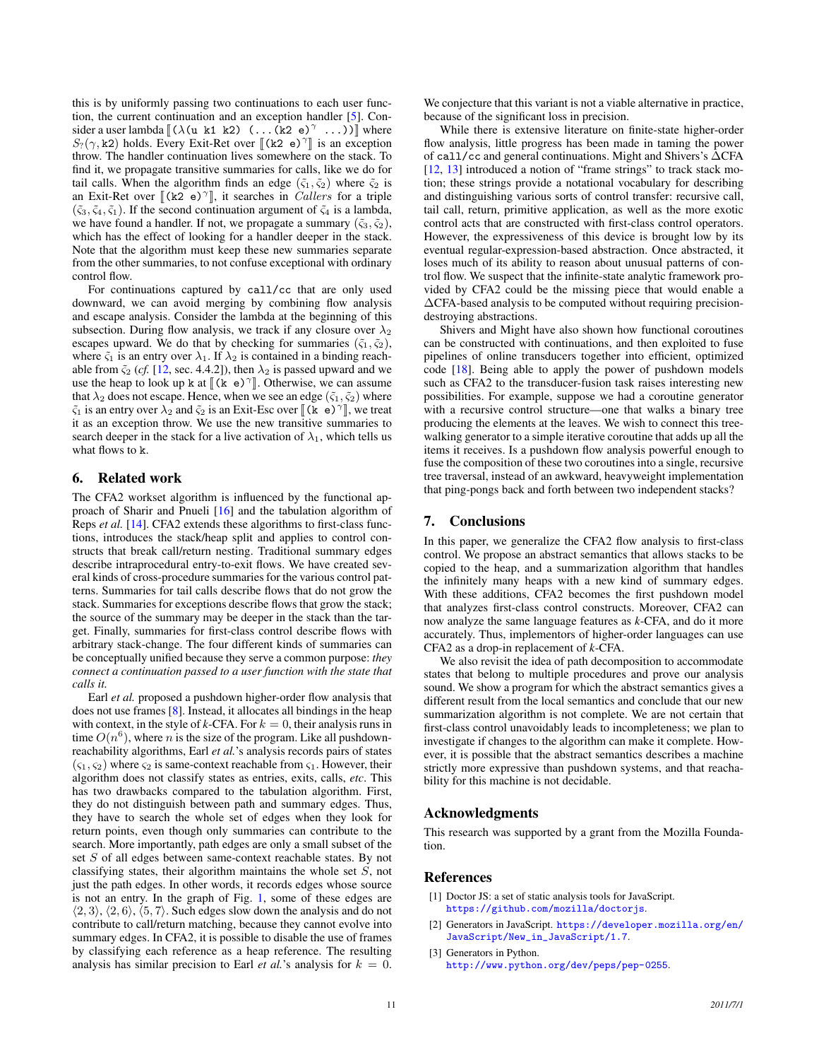this is by uniformly passing two continuations to each user function, the current continuation and an exception handler [5]. Consider a user lambda $[\![(\lambda(\texttt{u k1 k2})\ (\ldots(\texttt{k2 e})^{\gamma}\ \ldots))]\!]$ where $S_?(\gamma, \texttt{k2})$ holds. Every Exit-Ret over $[\![(\texttt{k2 e})^{\gamma}]\!]$ is an exception throw. The handler continuation lives somewhere on the stack. To find it, we propagate transitive summaries for calls, like we do for tail calls. When the algorithm finds an edge $(\tilde{\varsigma}_1, \tilde{\varsigma}_2)$ where $\tilde{\varsigma}_2$ is an Exit-Ret over $[\![(\texttt{k2 e})^{\gamma}]\!]$, it searches in *Callers* for a triple $(\tilde{\varsigma}_3, \tilde{\varsigma}_4, \tilde{\varsigma}_1)$. If the second continuation argument of $\tilde{\varsigma}_4$ is a lambda, we have found a handler. If not, we propagate a summary $(\tilde{\varsigma}_3, \tilde{\varsigma}_2)$, which has the effect of looking for a handler deeper in the stack. Note that the algorithm must keep these new summaries separate from the other summaries, to not confuse exceptional with ordinary control flow.

For continuations captured by `call/cc` that are only used downward, we can avoid merging by combining flow analysis and escape analysis. Consider the lambda at the beginning of this subsection. During flow analysis, we track if any closure over $\lambda_2$ escapes upward. We do that by checking for summaries $(\tilde{\varsigma}_1, \tilde{\varsigma}_2)$, where $\tilde{\varsigma}_1$ is an entry over $\lambda_1$. If $\lambda_2$ is contained in a binding reachable from $\tilde{\varsigma}_2$ (*cf.* [12, sec. 4.4.2]), then $\lambda_2$ is passed upward and we use the heap to look up `k` at $[\![(\texttt{k e})^{\gamma}]\!]$. Otherwise, we can assume that $\lambda_2$ does not escape. Hence, when we see an edge $(\tilde{\varsigma}_1, \tilde{\varsigma}_2)$ where $\tilde{\varsigma}_1$ is an entry over $\lambda_2$ and $\tilde{\varsigma}_2$ is an Exit-Esc over $[\![(\texttt{k e})^{\gamma}]\!]$, we treat it as an exception throw. We use the new transitive summaries to search deeper in the stack for a live activation of $\lambda_1$, which tells us what flows to `k`.

## 6. Related work

The CFA2 workset algorithm is influenced by the functional approach of Sharir and Pnueli [16] and the tabulation algorithm of Reps *et al.* [14]. CFA2 extends these algorithms to first-class functions, introduces the stack/heap split and applies to control constructs that break call/return nesting. Traditional summary edges describe intraprocedural entry-to-exit flows. We have created several kinds of cross-procedure summaries for the various control patterns. Summaries for tail calls describe flows that do not grow the stack. Summaries for exceptions describe flows that grow the stack; the source of the summary may be deeper in the stack than the target. Finally, summaries for first-class control describe flows with arbitrary stack-change. The four different kinds of summaries can be conceptually unified because they serve a common purpose: *they connect a continuation passed to a user function with the state that calls it.*

Earl *et al.* proposed a pushdown higher-order flow analysis that does not use frames [8]. Instead, it allocates all bindings in the heap with context, in the style of *k*-CFA. For $k = 0$, their analysis runs in time $O(n^6)$, where $n$ is the size of the program. Like all pushdown-reachability algorithms, Earl *et al.*'s analysis records pairs of states $(\varsigma_1, \varsigma_2)$ where $\varsigma_2$ is same-context reachable from $\varsigma_1$. However, their algorithm does not classify states as entries, exits, calls, *etc*. This has two drawbacks compared to the tabulation algorithm. First, they do not distinguish between path and summary edges. Thus, they have to search the whole set of edges when they look for return points, even though only summaries can contribute to the search. More importantly, path edges are only a small subset of the set $S$ of all edges between same-context reachable states. By not classifying states, their algorithm maintains the whole set $S$, not just the path edges. In other words, it records edges whose source is not an entry. In the graph of Fig. 1, some of these edges are $\langle 2, 3\rangle$, $\langle 2, 6\rangle$, $\langle 5, 7\rangle$. Such edges slow down the analysis and do not contribute to call/return matching, because they cannot evolve into summary edges. In CFA2, it is possible to disable the use of frames by classifying each reference as a heap reference. The resulting analysis has similar precision to Earl *et al.*'s analysis for $k = 0$. We conjecture that this variant is not a viable alternative in practice, because of the significant loss in precision.

While there is extensive literature on finite-state higher-order flow analysis, little progress has been made in taming the power of `call/cc` and general continuations. Might and Shivers's $\Delta$CFA [12, 13] introduced a notion of "frame strings" to track stack motion; these strings provide a notational vocabulary for describing and distinguishing various sorts of control transfer: recursive call, tail call, return, primitive application, as well as the more exotic control acts that are constructed with first-class control operators. However, the expressiveness of this device is brought low by its eventual regular-expression-based abstraction. Once abstracted, it loses much of its ability to reason about unusual patterns of control flow. We suspect that the infinite-state analytic framework provided by CFA2 could be the missing piece that would enable a $\Delta$CFA-based analysis to be computed without requiring precision-destroying abstractions.

Shivers and Might have also shown how functional coroutines can be constructed with continuations, and then exploited to fuse pipelines of online transducers together into efficient, optimized code [18]. Being able to apply the power of pushdown models such as CFA2 to the transducer-fusion task raises interesting new possibilities. For example, suppose we had a coroutine generator with a recursive control structure—one that walks a binary tree producing the elements at the leaves. We wish to connect this tree-walking generator to a simple iterative coroutine that adds up all the items it receives. Is a pushdown flow analysis powerful enough to fuse the composition of these two coroutines into a single, recursive tree traversal, instead of an awkward, heavyweight implementation that ping-pongs back and forth between two independent stacks?

## 7. Conclusions

In this paper, we generalize the CFA2 flow analysis to first-class control. We propose an abstract semantics that allows stacks to be copied to the heap, and a summarization algorithm that handles the infinitely many heaps with a new kind of summary edges. With these additions, CFA2 becomes the first pushdown model that analyzes first-class control constructs. Moreover, CFA2 can now analyze the same language features as *k*-CFA, and do it more accurately. Thus, implementors of higher-order languages can use CFA2 as a drop-in replacement of *k*-CFA.

We also revisit the idea of path decomposition to accommodate states that belong to multiple procedures and prove our analysis sound. We show a program for which the abstract semantics gives a different result from the local semantics and conclude that our new summarization algorithm is not complete. We are not certain that first-class control unavoidably leads to incompleteness; we plan to investigate if changes to the algorithm can make it complete. However, it is possible that the abstract semantics describes a machine strictly more expressive than pushdown systems, and that reachability for this machine is not decidable.

## Acknowledgments

This research was supported by a grant from the Mozilla Foundation.

## References

[1] Doctor JS: a set of static analysis tools for JavaScript. https://github.com/mozilla/doctorjs.

[2] Generators in JavaScript. https://developer.mozilla.org/en/JavaScript/New_in_JavaScript/1.7.

[3] Generators in Python. http://www.python.org/dev/peps/pep-0255.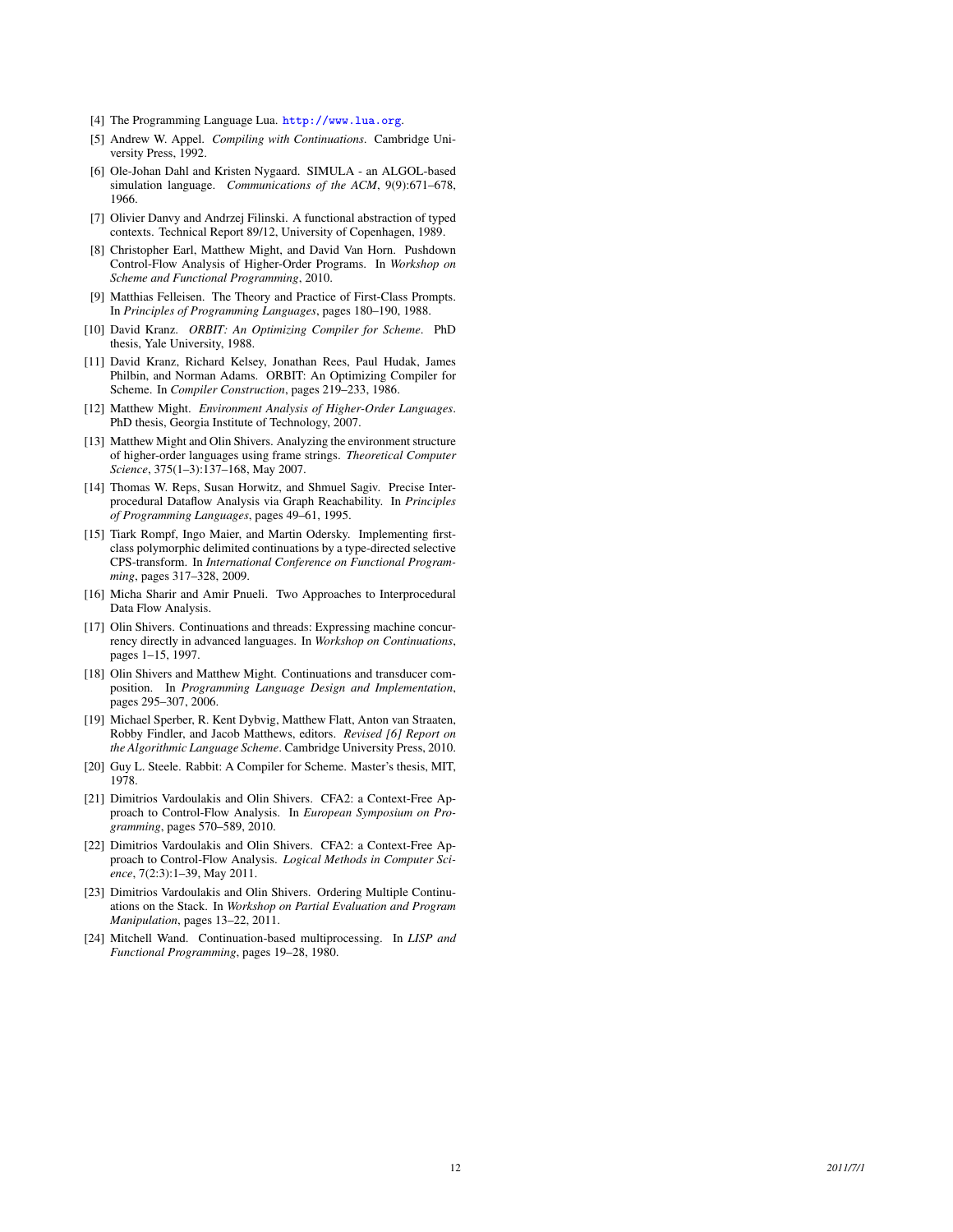[4] The Programming Language Lua. http://www.lua.org.

[5] Andrew W. Appel. *Compiling with Continuations*. Cambridge University Press, 1992.

[6] Ole-Johan Dahl and Kristen Nygaard. SIMULA - an ALGOL-based simulation language. *Communications of the ACM*, 9(9):671–678, 1966.

[7] Olivier Danvy and Andrzej Filinski. A functional abstraction of typed contexts. Technical Report 89/12, University of Copenhagen, 1989.

[8] Christopher Earl, Matthew Might, and David Van Horn. Pushdown Control-Flow Analysis of Higher-Order Programs. In *Workshop on Scheme and Functional Programming*, 2010.

[9] Matthias Felleisen. The Theory and Practice of First-Class Prompts. In *Principles of Programming Languages*, pages 180–190, 1988.

[10] David Kranz. *ORBIT: An Optimizing Compiler for Scheme*. PhD thesis, Yale University, 1988.

[11] David Kranz, Richard Kelsey, Jonathan Rees, Paul Hudak, James Philbin, and Norman Adams. ORBIT: An Optimizing Compiler for Scheme. In *Compiler Construction*, pages 219–233, 1986.

[12] Matthew Might. *Environment Analysis of Higher-Order Languages*. PhD thesis, Georgia Institute of Technology, 2007.

[13] Matthew Might and Olin Shivers. Analyzing the environment structure of higher-order languages using frame strings. *Theoretical Computer Science*, 375(1–3):137–168, May 2007.

[14] Thomas W. Reps, Susan Horwitz, and Shmuel Sagiv. Precise Interprocedural Dataflow Analysis via Graph Reachability. In *Principles of Programming Languages*, pages 49–61, 1995.

[15] Tiark Rompf, Ingo Maier, and Martin Odersky. Implementing first-class polymorphic delimited continuations by a type-directed selective CPS-transform. In *International Conference on Functional Programming*, pages 317–328, 2009.

[16] Micha Sharir and Amir Pnueli. Two Approaches to Interprocedural Data Flow Analysis.

[17] Olin Shivers. Continuations and threads: Expressing machine concurrency directly in advanced languages. In *Workshop on Continuations*, pages 1–15, 1997.

[18] Olin Shivers and Matthew Might. Continuations and transducer composition. In *Programming Language Design and Implementation*, pages 295–307, 2006.

[19] Michael Sperber, R. Kent Dybvig, Matthew Flatt, Anton van Straaten, Robby Findler, and Jacob Matthews, editors. *Revised [6] Report on the Algorithmic Language Scheme*. Cambridge University Press, 2010.

[20] Guy L. Steele. Rabbit: A Compiler for Scheme. Master's thesis, MIT, 1978.

[21] Dimitrios Vardoulakis and Olin Shivers. CFA2: a Context-Free Approach to Control-Flow Analysis. In *European Symposium on Programming*, pages 570–589, 2010.

[22] Dimitrios Vardoulakis and Olin Shivers. CFA2: a Context-Free Approach to Control-Flow Analysis. *Logical Methods in Computer Science*, 7(2:3):1–39, May 2011.

[23] Dimitrios Vardoulakis and Olin Shivers. Ordering Multiple Continuations on the Stack. In *Workshop on Partial Evaluation and Program Manipulation*, pages 13–22, 2011.

[24] Mitchell Wand. Continuation-based multiprocessing. In *LISP and Functional Programming*, pages 19–28, 1980.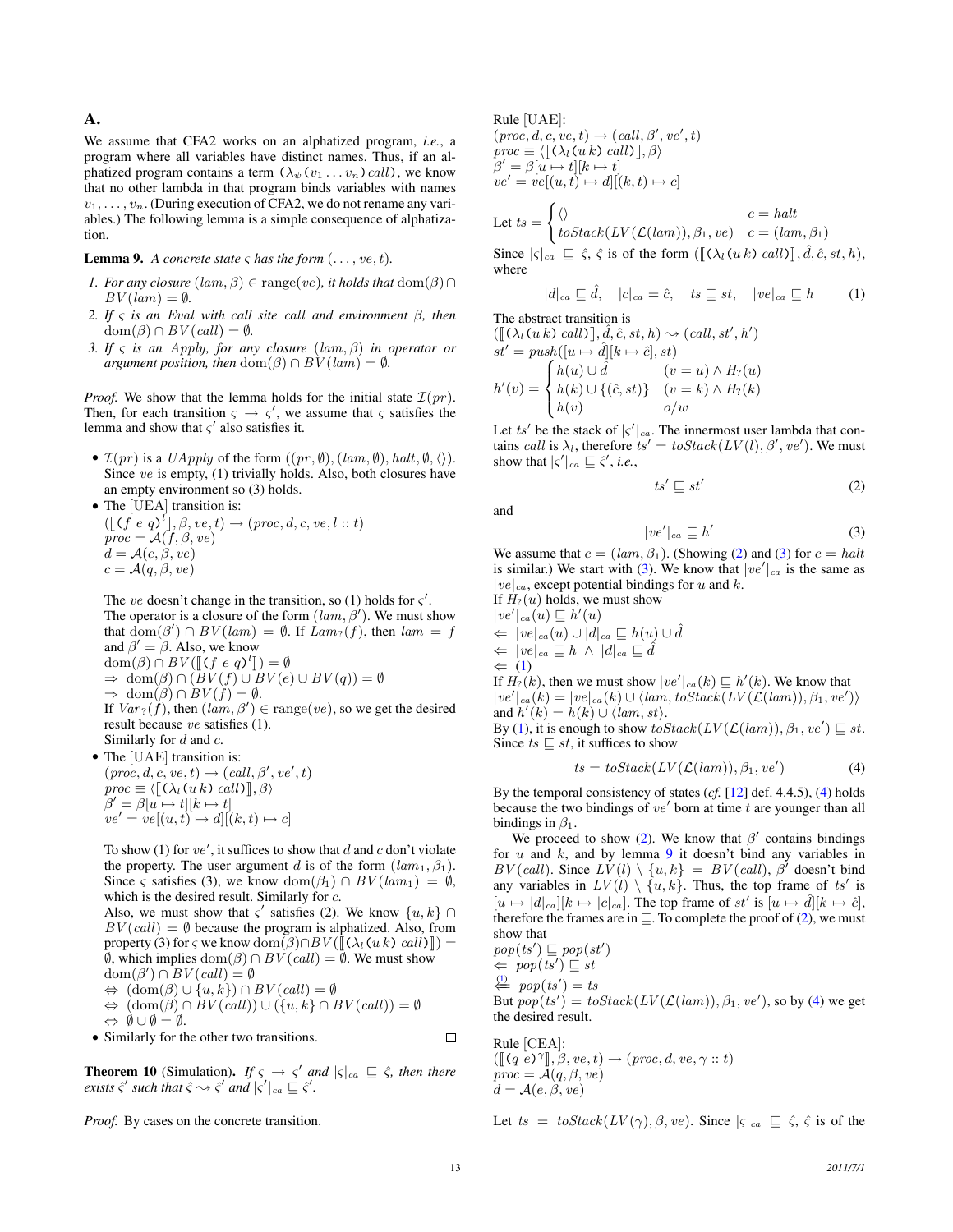## A.

We assume that CFA2 works on an alphatized program, *i.e.*, a program where all variables have distinct names. Thus, if an alphatized program contains a term $(\lambda_\psi(v_1 \ldots v_n)\, call)$, we know that no other lambda in that program binds variables with names $v_1, \ldots, v_n$. (During execution of CFA2, we do not rename any variables.) The following lemma is a simple consequence of alphatization.

**Lemma 9.** *A concrete state $\varsigma$ has the form $(\ldots, ve, t)$.*

1. *For any closure $(lam, \beta) \in \mathrm{range}(ve)$, it holds that $\mathrm{dom}(\beta) \cap BV(lam) = \emptyset$.*
2. *If $\varsigma$ is an Eval with call site call and environment $\beta$, then $\mathrm{dom}(\beta) \cap BV(call) = \emptyset$.*
3. *If $\varsigma$ is an Apply, for any closure $(lam, \beta)$ in operator or argument position, then $\mathrm{dom}(\beta) \cap BV(lam) = \emptyset$.*

*Proof.* We show that the lemma holds for the initial state $\mathcal{I}(pr)$. Then, for each transition $\varsigma \rightarrow \varsigma'$, we assume that $\varsigma$ satisfies the lemma and show that $\varsigma'$ also satisfies it.

- $\mathcal{I}(pr)$ is a *UApply* of the form $((pr, \emptyset), (lam, \emptyset), halt, \emptyset, \langle\rangle)$. Since $ve$ is empty, (1) trivially holds. Also, both closures have an empty environment so (3) holds.
- The [UEA] transition is:
  $(\llbracket (f\ e\ q)^l \rrbracket, \beta, ve, t) \rightarrow (proc, d, c, ve, l :: t)$
  $proc = \mathcal{A}(f, \beta, ve)$
  $d = \mathcal{A}(e, \beta, ve)$
  $c = \mathcal{A}(q, \beta, ve)$

  The $ve$ doesn't change in the transition, so (1) holds for $\varsigma'$. The operator is a closure of the form $(lam, \beta')$. We must show that $\mathrm{dom}(\beta') \cap BV(lam) = \emptyset$. If $Lam_?(f)$, then $lam = f$ and $\beta' = \beta$. Also, we know
  $\mathrm{dom}(\beta) \cap BV(\llbracket (f\ e\ q)^l \rrbracket) = \emptyset$
  $\Rightarrow\ \mathrm{dom}(\beta) \cap (BV(f) \cup BV(e) \cup BV(q)) = \emptyset$
  $\Rightarrow\ \mathrm{dom}(\beta) \cap BV(f) = \emptyset.$
  If $Var_?(f)$, then $(lam, \beta') \in \mathrm{range}(ve)$, so we get the desired result because $ve$ satisfies (1).
  Similarly for $d$ and $c$.
- The [UAE] transition is:
  $(proc, d, c, ve, t) \rightarrow (call, \beta', ve', t)$
  $proc \equiv \langle \llbracket (\lambda_l(u\,k)\ call) \rrbracket, \beta \rangle$
  $\beta' = \beta[u \mapsto t][k \mapsto t]$
  $ve' = ve[(u, t) \mapsto d][(k, t) \mapsto c]$

  To show (1) for $ve'$, it suffices to show that $d$ and $c$ don't violate the property. The user argument $d$ is of the form $(lam_1, \beta_1)$. Since $\varsigma$ satisfies (3), we know $\mathrm{dom}(\beta_1) \cap BV(lam_1) = \emptyset$, which is the desired result. Similarly for $c$.
  Also, we must show that $\varsigma'$ satisfies (2). We know $\{u, k\} \cap BV(call) = \emptyset$ because the program is alphatized. Also, from property (3) for $\varsigma$ we know $\mathrm{dom}(\beta) \cap BV(\llbracket (\lambda_l(u\,k)\ call) \rrbracket) = \emptyset$, which implies $\mathrm{dom}(\beta) \cap BV(call) = \emptyset$. We must show
  $\mathrm{dom}(\beta') \cap BV(call) = \emptyset$
  $\Leftrightarrow\ (\mathrm{dom}(\beta) \cup \{u, k\}) \cap BV(call) = \emptyset$
  $\Leftrightarrow\ (\mathrm{dom}(\beta) \cap BV(call)) \cup (\{u, k\} \cap BV(call)) = \emptyset$
  $\Leftrightarrow\ \emptyset \cup \emptyset = \emptyset.$
- Similarly for the other two transitions. □

**Theorem 10** (Simulation). *If $\varsigma \rightarrow \varsigma'$ and $|\varsigma|_{ca} \sqsubseteq \hat{\varsigma}$, then there exists $\hat{\varsigma}'$ such that $\hat{\varsigma} \rightsquigarrow \hat{\varsigma}'$ and $|\varsigma'|_{ca} \sqsubseteq \hat{\varsigma}'$.*

*Proof.* By cases on the concrete transition.

Rule [UAE]:
$(proc, d, c, ve, t) \rightarrow (call, \beta', ve', t)$
$proc \equiv \langle \llbracket (\lambda_l(u\,k)\ call) \rrbracket, \beta \rangle$
$\beta' = \beta[u \mapsto t][k \mapsto t]$
$ve' = ve[(u, t) \mapsto d][(k, t) \mapsto c]$

Let $ts = \begin{cases} \langle\rangle & c = halt \\ toStack(LV(\mathcal{L}(lam)), \beta_1, ve) & c = (lam, \beta_1) \end{cases}$

Since $|\varsigma|_{ca} \sqsubseteq \hat{\varsigma}$, $\hat{\varsigma}$ is of the form $(\llbracket (\lambda_l(u\,k)\ call) \rrbracket, \hat{d}, \hat{c}, st, h)$, where

$$|d|_{ca} \sqsubseteq \hat{d}, \quad |c|_{ca} = \hat{c}, \quad ts \sqsubseteq st, \quad |ve|_{ca} \sqsubseteq h \tag{1}$$

The abstract transition is
$(\llbracket (\lambda_l(u\,k)\ call) \rrbracket, \hat{d}, \hat{c}, st, h) \rightsquigarrow (call, st', h')$
$st' = push([u \mapsto \hat{d}][k \mapsto \hat{c}], st)$
$h'(v) = \begin{cases} h(u) \cup \hat{d} & (v = u) \wedge H_?(u) \\ h(k) \cup \{(\hat{c}, st)\} & (v = k) \wedge H_?(k) \\ h(v) & o/w \end{cases}$

Let $ts'$ be the stack of $|\varsigma'|_{ca}$. The innermost user lambda that contains $call$ is $\lambda_l$, therefore $ts' = toStack(LV(l), \beta', ve')$. We must show that $|\varsigma'|_{ca} \sqsubseteq \hat{\varsigma}'$, *i.e.*,

$$ts' \sqsubseteq st' \tag{2}$$

and

$$|ve'|_{ca} \sqsubseteq h' \tag{3}$$

We assume that $c = (lam, \beta_1)$. (Showing (2) and (3) for $c = halt$ is similar.) We start with (3). We know that $|ve'|_{ca}$ is the same as $|ve|_{ca}$, except potential bindings for $u$ and $k$.
If $H_?(u)$ holds, we must show
$|ve'|_{ca}(u) \sqsubseteq h'(u)$
$\Leftarrow\ |ve|_{ca}(u) \cup |d|_{ca} \sqsubseteq h(u) \cup \hat{d}$
$\Leftarrow\ |ve|_{ca} \sqsubseteq h\ \wedge\ |d|_{ca} \sqsubseteq \hat{d}$
$\Leftarrow\ (1)$
If $H_?(k)$, then we must show $|ve'|_{ca}(k) \sqsubseteq h'(k)$. We know that $|ve'|_{ca}(k) = |ve|_{ca}(k) \cup \langle lam, toStack(LV(\mathcal{L}(lam)), \beta_1, ve')\rangle$ and $h'(k) = h(k) \cup \langle lam, st\rangle$.
By (1), it is enough to show $toStack(LV(\mathcal{L}(lam)), \beta_1, ve') \sqsubseteq st$. Since $ts \sqsubseteq st$, it suffices to show

$$ts = toStack(LV(\mathcal{L}(lam)), \beta_1, ve') \tag{4}$$

By the temporal consistency of states (*cf.* [12] def. 4.4.5), (4) holds because the two bindings of $ve'$ born at time $t$ are younger than all bindings in $\beta_1$.

We proceed to show (2). We know that $\beta'$ contains bindings for $u$ and $k$, and by lemma 9 it doesn't bind any variables in $BV(call)$. Since $LV(l) \setminus \{u, k\} = BV(call)$, $\beta'$ doesn't bind any variables in $LV(l) \setminus \{u, k\}$. Thus, the top frame of $ts'$ is $[u \mapsto |d|_{ca}][k \mapsto |c|_{ca}]$. The top frame of $st'$ is $[u \mapsto \hat{d}][k \mapsto \hat{c}]$, therefore the frames are in $\sqsubseteq$. To complete the proof of (2), we must show that
$pop(ts') \sqsubseteq pop(st')$
$\Leftarrow\ pop(ts') \sqsubseteq st$
$\stackrel{(1)}{\Leftarrow}\ pop(ts') = ts$
But $pop(ts') = toStack(LV(\mathcal{L}(lam)), \beta_1, ve')$, so by (4) we get the desired result.

Rule [CEA]:
$(\llbracket (q\ e)^\gamma \rrbracket, \beta, ve, t) \rightarrow (proc, d, ve, \gamma :: t)$
$proc = \mathcal{A}(q, \beta, ve)$
$d = \mathcal{A}(e, \beta, ve)$

Let $ts = toStack(LV(\gamma), \beta, ve)$. Since $|\varsigma|_{ca} \sqsubseteq \hat{\varsigma}$, $\hat{\varsigma}$ is of the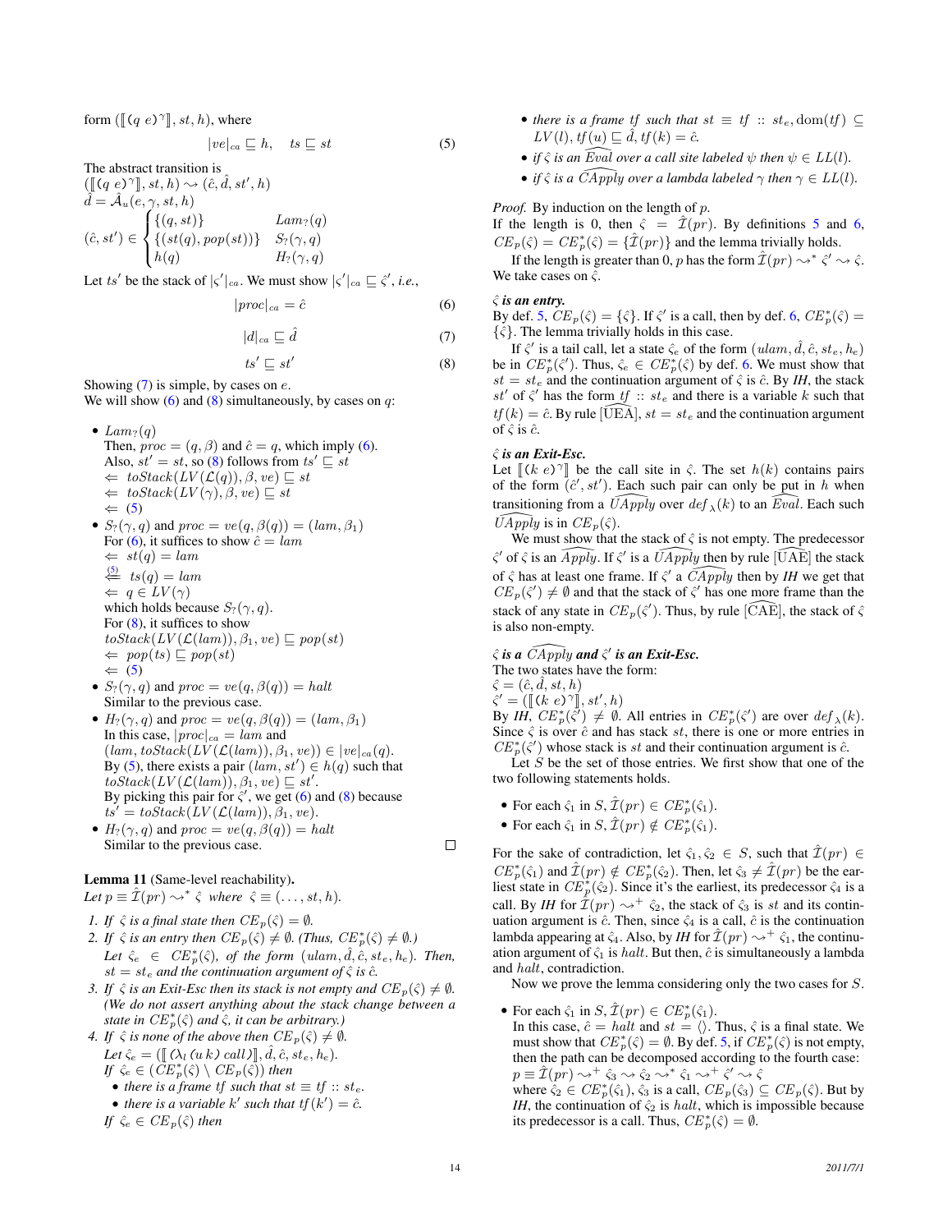form $([\![ (q\ e)^\gamma ]\!], st, h)$, where

$$|ve|_{ca} \sqsubseteq h, \quad ts \sqsubseteq st \tag{5}$$

The abstract transition is
$([\![ (q\ e)^\gamma ]\!], st, h) \rightsquigarrow (\hat{c}, \hat{d}, st', h)$
$\hat{d} = \hat{\mathcal{A}}_u(e, \gamma, st, h)$

$$(\hat{c}, st') \in \begin{cases} \{(q, st)\} & Lam_?(q) \\ \{(st(q), pop(st))\} & S_?(\gamma, q) \\ h(q) & H_?(\gamma, q) \end{cases}$$

Let $ts'$ be the stack of $|\varsigma'|_{ca}$. We must show $|\varsigma'|_{ca} \sqsubseteq \hat{\varsigma}'$, *i.e.*,

$$|proc|_{ca} = \hat{c} \tag{6}$$

$$|d|_{ca} \sqsubseteq \hat{d} \tag{7}$$

$$ts' \sqsubseteq st' \tag{8}$$

Showing (7) is simple, by cases on $e$.
We will show (6) and (8) simultaneously, by cases on $q$:

- $Lam_?(q)$
  Then, $proc = (q, \beta)$ and $\hat{c} = q$, which imply (6).
  Also, $st' = st$, so (8) follows from $ts' \sqsubseteq st$
  $\Leftarrow$ $toStack(LV(\mathcal{L}(q)), \beta, ve) \sqsubseteq st$
  $\Leftarrow$ $toStack(LV(\gamma), \beta, ve) \sqsubseteq st$
  $\Leftarrow$ (5)
- $S_?(\gamma, q)$ and $proc = ve(q, \beta(q)) = (lam, \beta_1)$
  For (6), it suffices to show $\hat{c} = lam$
  $\Leftarrow$ $st(q) = lam$
  $\overset{(5)}{\Leftarrow}$ $ts(q) = lam$
  $\Leftarrow$ $q \in LV(\gamma)$
  which holds because $S_?(\gamma, q)$.
  For (8), it suffices to show
  $toStack(LV(\mathcal{L}(lam)), \beta_1, ve) \sqsubseteq pop(st)$
  $\Leftarrow$ $pop(ts) \sqsubseteq pop(st)$
  $\Leftarrow$ (5)
- $S_?(\gamma, q)$ and $proc = ve(q, \beta(q)) = halt$
  Similar to the previous case.
- $H_?(\gamma, q)$ and $proc = ve(q, \beta(q)) = (lam, \beta_1)$
  In this case, $|proc|_{ca} = lam$ and
  $(lam, toStack(LV(\mathcal{L}(lam)), \beta_1, ve)) \in |ve|_{ca}(q)$.
  By (5), there exists a pair $(lam, st') \in h(q)$ such that
  $toStack(LV(\mathcal{L}(lam)), \beta_1, ve) \sqsubseteq st'$.
  By picking this pair for $\hat{\varsigma}'$, we get (6) and (8) because
  $ts' = toStack(LV(\mathcal{L}(lam)), \beta_1, ve)$.
- $H_?(\gamma, q)$ and $proc = ve(q, \beta(q)) = halt$
  Similar to the previous case. □

**Lemma 11** (Same-level reachability)**.**
*Let* $p \equiv \hat{\mathcal{I}}(pr) \rightsquigarrow^* \hat{\varsigma}$ *where* $\hat{\varsigma} \equiv (\dots, st, h)$*.*

1. *If* $\hat{\varsigma}$ *is a final state then* $CE_p(\hat{\varsigma}) = \emptyset$*.*
2. *If* $\hat{\varsigma}$ *is an entry then* $CE_p(\hat{\varsigma}) \neq \emptyset$*. (Thus,* $CE_p^*(\hat{\varsigma}) \neq \emptyset$*.)*
   *Let* $\hat{\varsigma}_e \in CE_p^*(\hat{\varsigma})$*, of the form* $(ulam, \hat{d}, \hat{c}, st_e, h_e)$*. Then,* $st = st_e$ *and the continuation argument of* $\hat{\varsigma}$ *is* $\hat{c}$*.*
3. *If* $\hat{\varsigma}$ *is an Exit-Esc then its stack is not empty and* $CE_p(\hat{\varsigma}) \neq \emptyset$*. (We do not assert anything about the stack change between a state in* $CE_p^*(\hat{\varsigma})$ *and* $\hat{\varsigma}$*, it can be arbitrary.)*
4. *If* $\hat{\varsigma}$ *is none of the above then* $CE_p(\hat{\varsigma}) \neq \emptyset$*.*
   *Let* $\hat{\varsigma}_e = ([\![ (\lambda_l\ (u\ k)\ call) ]\!], \hat{d}, \hat{c}, st_e, h_e)$*.*
   *If* $\hat{\varsigma}_e \in (CE_p^*(\hat{\varsigma}) \setminus CE_p(\hat{\varsigma}))$ *then*
   - *there is a frame* $tf$ *such that* $st \equiv tf :: st_e$*.*
   - *there is a variable* $k'$ *such that* $tf(k') = \hat{c}$*.*

   *If* $\hat{\varsigma}_e \in CE_p(\hat{\varsigma})$ *then*
   - *there is a frame* $tf$ *such that* $st \equiv tf :: st_e$*,* $\mathrm{dom}(tf) \subseteq LV(l)$*,* $tf(u) \sqsubseteq \hat{d}$*,* $tf(k) = \hat{c}$*.*
   - *if* $\hat{\varsigma}$ *is an* $\widehat{Eval}$ *over a call site labeled* $\psi$ *then* $\psi \in LL(l)$*.*
   - *if* $\hat{\varsigma}$ *is a* $\widehat{CApply}$ *over a lambda labeled* $\gamma$ *then* $\gamma \in LL(l)$*.*

*Proof.* By induction on the length of $p$.
If the length is 0, then $\hat{\varsigma} = \hat{\mathcal{I}}(pr)$. By definitions 5 and 6, $CE_p(\hat{\varsigma}) = CE_p^*(\hat{\varsigma}) = \{\hat{\mathcal{I}}(pr)\}$ and the lemma trivially holds.

If the length is greater than 0, $p$ has the form $\hat{\mathcal{I}}(pr) \rightsquigarrow^* \hat{\varsigma}' \rightsquigarrow \hat{\varsigma}$. We take cases on $\hat{\varsigma}$.

***$\hat{\varsigma}$ is an entry.***
By def. 5, $CE_p(\hat{\varsigma}) = \{\hat{\varsigma}\}$. If $\hat{\varsigma}'$ is a call, then by def. 6, $CE_p^*(\hat{\varsigma}) = \{\hat{\varsigma}\}$. The lemma trivially holds in this case.

If $\hat{\varsigma}'$ is a tail call, let a state $\hat{\varsigma}_e$ of the form $(ulam, \hat{d}, \hat{c}, st_e, h_e)$ be in $CE_p^*(\hat{\varsigma}')$. Thus, $\hat{\varsigma}_e \in CE_p^*(\hat{\varsigma})$ by def. 6. We must show that $st = st_e$ and the continuation argument of $\hat{\varsigma}$ is $\hat{c}$. By *IH*, the stack $st'$ of $\hat{\varsigma}'$ has the form $tf :: st_e$ and there is a variable $k$ such that $tf(k) = \hat{c}$. By rule $[\widehat{\mathrm{UEA}}]$, $st = st_e$ and the continuation argument of $\hat{\varsigma}$ is $\hat{c}$.

***$\hat{\varsigma}$ is an Exit-Esc.***
Let $[\![ (k\ e)^\gamma ]\!]$ be the call site in $\hat{\varsigma}$. The set $h(k)$ contains pairs of the form $(\hat{c}', st')$. Each such pair can only be put in $h$ when transitioning from a $\widehat{UApply}$ over $def_\lambda(k)$ to an $\widehat{Eval}$. Each such $\widehat{UApply}$ is in $CE_p(\hat{\varsigma})$.

We must show that the stack of $\hat{\varsigma}$ is not empty. The predecessor $\hat{\varsigma}'$ of $\hat{\varsigma}$ is an $\widehat{Apply}$. If $\hat{\varsigma}'$ is a $\widehat{UApply}$ then by rule $[\widehat{\mathrm{UAE}}]$ the stack of $\hat{\varsigma}$ has at least one frame. If $\hat{\varsigma}'$ a $\widehat{CApply}$ then by *IH* we get that $CE_p(\hat{\varsigma}') \neq \emptyset$ and that the stack of $\hat{\varsigma}'$ has one more frame than the stack of any state in $CE_p(\hat{\varsigma}')$. Thus, by rule $[\widehat{\mathrm{CAE}}]$, the stack of $\hat{\varsigma}$ is also non-empty.

***$\hat{\varsigma}$ is a $\widehat{CApply}$ and $\hat{\varsigma}'$ is an Exit-Esc.***
The two states have the form:
$\hat{\varsigma} = (\hat{c}, \hat{d}, st, h)$
$\hat{\varsigma}' = ([\![ (k\ e)^\gamma ]\!], st', h)$
By *IH*, $CE_p^*(\hat{\varsigma}') \neq \emptyset$. All entries in $CE_p^*(\hat{\varsigma}')$ are over $def_\lambda(k)$. Since $\hat{\varsigma}$ is over $\hat{c}$ and has stack $st$, there is one or more entries in $CE_p^*(\hat{\varsigma}')$ whose stack is $st$ and their continuation argument is $\hat{c}$.

Let $S$ be the set of those entries. We first show that one of the two following statements holds.

- For each $\hat{\varsigma}_1$ in $S$, $\hat{\mathcal{I}}(pr) \in CE_p^*(\hat{\varsigma}_1)$.
- For each $\hat{\varsigma}_1$ in $S$, $\hat{\mathcal{I}}(pr) \notin CE_p^*(\hat{\varsigma}_1)$.

For the sake of contradiction, let $\hat{\varsigma}_1, \hat{\varsigma}_2 \in S$, such that $\hat{\mathcal{I}}(pr) \in CE_p^*(\hat{\varsigma}_1)$ and $\hat{\mathcal{I}}(pr) \notin CE_p^*(\hat{\varsigma}_2)$. Then, let $\hat{\varsigma}_3 \neq \hat{\mathcal{I}}(pr)$ be the earliest state in $CE_p^*(\hat{\varsigma}_2)$. Since it's the earliest, its predecessor $\hat{\varsigma}_4$ is a call. By *IH* for $\hat{\mathcal{I}}(pr) \rightsquigarrow^+ \hat{\varsigma}_2$, the stack of $\hat{\varsigma}_3$ is $st$ and its continuation argument is $\hat{c}$. Then, since $\hat{\varsigma}_4$ is a call, $\hat{c}$ is the continuation lambda appearing at $\hat{\varsigma}_4$. Also, by *IH* for $\hat{\mathcal{I}}(pr) \rightsquigarrow^+ \hat{\varsigma}_1$, the continuation argument of $\hat{\varsigma}_1$ is $halt$. But then, $\hat{c}$ is simultaneously a lambda and $halt$, contradiction.

Now we prove the lemma considering only the two cases for $S$.

- For each $\hat{\varsigma}_1$ in $S$, $\hat{\mathcal{I}}(pr) \in CE_p^*(\hat{\varsigma}_1)$.
  In this case, $\hat{c} = halt$ and $st = \langle\rangle$. Thus, $\hat{\varsigma}$ is a final state. We must show that $CE_p^*(\hat{\varsigma}) = \emptyset$. By def. 5, if $CE_p^*(\hat{\varsigma})$ is not empty, then the path can be decomposed according to the fourth case:
  $p \equiv \hat{\mathcal{I}}(pr) \rightsquigarrow^+ \hat{\varsigma}_3 \rightsquigarrow \hat{\varsigma}_2 \rightsquigarrow^* \hat{\varsigma}_1 \rightsquigarrow^+ \hat{\varsigma}' \rightsquigarrow \hat{\varsigma}$
  where $\hat{\varsigma}_2 \in CE_p^*(\hat{\varsigma}_1)$, $\hat{\varsigma}_3$ is a call, $CE_p(\hat{\varsigma}_3) \subseteq CE_p(\hat{\varsigma})$. But by *IH*, the continuation of $\hat{\varsigma}_2$ is $halt$, which is impossible because its predecessor is a call. Thus, $CE_p^*(\hat{\varsigma}) = \emptyset$.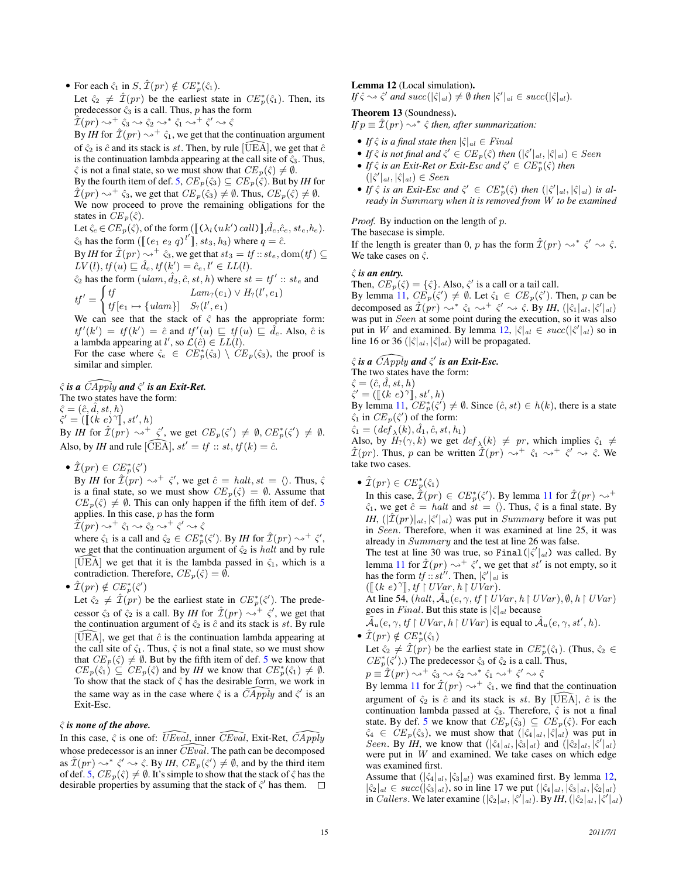- For each $\hat{\varsigma}_1$ in $S, \hat{\mathcal{I}}(pr) \notin CE^*_p(\hat{\varsigma}_1)$.
  Let $\hat{\varsigma}_2 \neq \hat{\mathcal{I}}(pr)$ be the earliest state in $CE^*_p(\hat{\varsigma}_1)$. Then, its predecessor $\hat{\varsigma}_3$ is a call. Thus, $p$ has the form
  $\hat{\mathcal{I}}(pr) \leadsto^+ \hat{\varsigma}_3 \leadsto \hat{\varsigma}_2 \leadsto^* \hat{\varsigma}_1 \leadsto^+ \hat{\varsigma}' \leadsto \hat{\varsigma}$
  By *IH* for $\hat{\mathcal{I}}(pr) \leadsto^+ \hat{\varsigma}_1$, we get that the continuation argument of $\hat{\varsigma}_2$ is $\hat{c}$ and its stack is $st$. Then, by rule $[\widehat{\text{UEA}}]$, we get that $\hat{c}$ is the continuation lambda appearing at the call site of $\hat{\varsigma}_3$. Thus, $\hat{\varsigma}$ is not a final state, so we must show that $CE_p(\hat{\varsigma}) \neq \emptyset$.
  By the fourth item of def. 5, $CE_p(\hat{\varsigma}_3) \subseteq CE_p(\hat{\varsigma})$. But by *IH* for $\hat{\mathcal{I}}(pr) \leadsto^+ \hat{\varsigma}_3$, we get that $CE_p(\hat{\varsigma}_3) \neq \emptyset$. Thus, $CE_p(\hat{\varsigma}) \neq \emptyset$.
  We now proceed to prove the remaining obligations for the states in $CE_p(\hat{\varsigma})$.
  Let $\hat{\varsigma}_e \in CE_p(\hat{\varsigma})$, of the form $([\![(\lambda_l(u\,k')\,call)]\!], \hat{d}_e, \hat{c}_e, st_e, h_e)$.
  $\hat{\varsigma}_3$ has the form $([\![(e_1\ e_2\ q)^{l'}]\!], st_3, h_3)$ where $q = \hat{c}$.
  By *IH* for $\hat{\mathcal{I}}(pr) \leadsto^+ \hat{\varsigma}_3$, we get that $st_3 = tf :: st_e$, $\text{dom}(tf) \subseteq LV(l)$, $tf(u) \sqsubseteq \hat{d}_e$, $tf(k') = \hat{c}_e$, $l' \in LL(l)$.
  $\hat{\varsigma}_2$ has the form $(ulam, \hat{d}_2, \hat{c}, st, h)$ where $st = tf' :: st_e$ and
  $$tf' = \begin{cases} tf & Lam_?(e_1) \vee H_?(l', e_1) \\ tf[e_1 \mapsto \{ulam\}] & S_?(l', e_1) \end{cases}$$
  We can see that the stack of $\hat{\varsigma}$ has the appropriate form: $tf'(k') = tf(k') = \hat{c}$ and $tf'(u) \sqsubseteq tf(u) \sqsubseteq \hat{d}_e$. Also, $\hat{c}$ is a lambda appearing at $l'$, so $\mathcal{L}(\hat{c}) \in LL(l)$.
  For the case where $\hat{\varsigma}_e \in CE^*_p(\hat{\varsigma}_3) \setminus CE_p(\hat{\varsigma}_3)$, the proof is similar and simpler.

***$\hat{\varsigma}$ is a $\widehat{CApply}$ and $\hat{\varsigma}'$ is an Exit-Ret.***
The two states have the form:
$\hat{\varsigma} = (\hat{c}, \hat{d}, st, h)$
$\hat{\varsigma}' = ([\![(k\ e)^{\gamma}]\!], st', h)$
By *IH* for $\hat{\mathcal{I}}(pr) \leadsto^+ \hat{\varsigma}'$, we get $CE_p(\hat{\varsigma}') \neq \emptyset, CE^*_p(\hat{\varsigma}') \neq \emptyset$.
Also, by *IH* and rule $[\widehat{\text{CEA}}]$, $st' = tf :: st, tf(k) = \hat{c}$.

- $\hat{\mathcal{I}}(pr) \in CE^*_p(\hat{\varsigma}')$
  By *IH* for $\hat{\mathcal{I}}(pr) \leadsto^+ \hat{\varsigma}'$, we get $\hat{c} = halt, st = \langle\rangle$. Thus, $\hat{\varsigma}$ is a final state, so we must show $CE_p(\hat{\varsigma}) = \emptyset$. Assume that $CE_p(\hat{\varsigma}) \neq \emptyset$. This can only happen if the fifth item of def. 5 applies. In this case, $p$ has the form
  $\hat{\mathcal{I}}(pr) \leadsto^+ \hat{\varsigma}_1 \leadsto \hat{\varsigma}_2 \leadsto^+ \hat{\varsigma}' \leadsto \hat{\varsigma}$
  where $\hat{\varsigma}_1$ is a call and $\hat{\varsigma}_2 \in CE^*_p(\hat{\varsigma}')$. By *IH* for $\hat{\mathcal{I}}(pr) \leadsto^+ \hat{\varsigma}'$, we get that the continuation argument of $\hat{\varsigma}_2$ is $halt$ and by rule $[\widehat{\text{UEA}}]$ we get that it is the lambda passed in $\hat{\varsigma}_1$, which is a contradiction. Therefore, $CE_p(\hat{\varsigma}) = \emptyset$.
- $\hat{\mathcal{I}}(pr) \notin CE^*_p(\hat{\varsigma}')$
  Let $\hat{\varsigma}_2 \neq \hat{\mathcal{I}}(pr)$ be the earliest state in $CE^*_p(\hat{\varsigma}')$. The predecessor $\hat{\varsigma}_3$ of $\hat{\varsigma}_2$ is a call. By *IH* for $\hat{\mathcal{I}}(pr) \leadsto^+ \hat{\varsigma}'$, we get that the continuation argument of $\hat{\varsigma}_2$ is $\hat{c}$ and its stack is $st$. By rule $[\widehat{\text{UEA}}]$, we get that $\hat{c}$ is the continuation lambda appearing at the call site of $\hat{\varsigma}_1$. Thus, $\hat{\varsigma}$ is not a final state, so we must show that $CE_p(\hat{\varsigma}) \neq \emptyset$. But by the fifth item of def. 5 we know that $CE_p(\hat{\varsigma}_1) \subseteq CE_p(\hat{\varsigma})$ and by *IH* we know that $CE^*_p(\hat{\varsigma}_1) \neq \emptyset$.
  To show that the stack of $\hat{\varsigma}$ has the desirable form, we work in the same way as in the case where $\hat{\varsigma}$ is a $\widehat{CApply}$ and $\hat{\varsigma}'$ is an Exit-Esc.

***$\hat{\varsigma}$ is none of the above.***
In this case, $\hat{\varsigma}$ is one of: $\widehat{UEval}$, inner $\widehat{CEval}$, Exit-Ret, $\widehat{CApply}$ whose predecessor is an inner $\widehat{CEval}$. The path can be decomposed as $\hat{\mathcal{I}}(pr) \leadsto^* \hat{\varsigma}' \leadsto \hat{\varsigma}$. By *IH*, $CE_p(\hat{\varsigma}') \neq \emptyset$, and by the third item of def. 5, $CE_p(\hat{\varsigma}) \neq \emptyset$. It's simple to show that the stack of $\hat{\varsigma}$ has the desirable properties by assuming that the stack of $\hat{\varsigma}'$ has them. $\square$

**Lemma 12** (Local simulation)**.**
*If $\hat{\varsigma} \leadsto \hat{\varsigma}'$ and $succ(|\hat{\varsigma}|_{al}) \neq \emptyset$ then $|\hat{\varsigma}'|_{al} \in succ(|\hat{\varsigma}|_{al})$.*

**Theorem 13** (Soundness)**.**
*If $p \equiv \hat{\mathcal{I}}(pr) \leadsto^* \hat{\varsigma}$ then, after summarization:*

- *If $\hat{\varsigma}$ is a final state then $|\hat{\varsigma}|_{al} \in Final$*
- *If $\hat{\varsigma}$ is not final and $\hat{\varsigma}' \in CE_p(\hat{\varsigma})$ then $(|\hat{\varsigma}'|_{al}, |\hat{\varsigma}|_{al}) \in Seen$*
- *If $\hat{\varsigma}$ is an Exit-Ret or Exit-Esc and $\hat{\varsigma}' \in CE^*_p(\hat{\varsigma})$ then $(|\hat{\varsigma}'|_{al}, |\hat{\varsigma}|_{al}) \in Seen$*
- *If $\hat{\varsigma}$ is an Exit-Esc and $\hat{\varsigma}' \in CE^*_p(\hat{\varsigma})$ then $(|\hat{\varsigma}'|_{al}, |\hat{\varsigma}|_{al})$ is already in Summary when it is removed from W to be examined*

*Proof.* By induction on the length of $p$.
The basecase is simple.
If the length is greater than 0, $p$ has the form $\hat{\mathcal{I}}(pr) \leadsto^* \hat{\varsigma}' \leadsto \hat{\varsigma}$.
We take cases on $\hat{\varsigma}$.

***$\hat{\varsigma}$ is an entry.***
Then, $CE_p(\hat{\varsigma}) = \{\hat{\varsigma}\}$. Also, $\hat{\varsigma}'$ is a call or a tail call.
By lemma 11, $CE_p(\hat{\varsigma}') \neq \emptyset$. Let $\hat{\varsigma}_1 \in CE_p(\hat{\varsigma}')$. Then, $p$ can be decomposed as $\hat{\mathcal{I}}(pr) \leadsto^* \hat{\varsigma}_1 \leadsto^+ \hat{\varsigma}' \leadsto \hat{\varsigma}$. By *IH*, $(|\hat{\varsigma}_1|_{al}, |\hat{\varsigma}'|_{al})$ was put in *Seen* at some point during the execution, so it was also put in $W$ and examined. By lemma 12, $|\hat{\varsigma}|_{al} \in succ(|\hat{\varsigma}'|_{al})$ so in line 16 or 36 $(|\hat{\varsigma}|_{al}, |\hat{\varsigma}|_{al})$ will be propagated.

***$\hat{\varsigma}$ is a $\widehat{CApply}$ and $\hat{\varsigma}'$ is an Exit-Esc.***
The two states have the form:
$\hat{\varsigma} = (\hat{c}, \hat{d}, st, h)$
$\hat{\varsigma}' = ([\![(k\ e)^{\gamma}]\!], st', h)$
By lemma 11, $CE^*_p(\hat{\varsigma}') \neq \emptyset$. Since $(\hat{c}, st) \in h(k)$, there is a state $\hat{\varsigma}_1$ in $CE_p(\hat{\varsigma}')$ of the form:
$\hat{\varsigma}_1 = (def_{\lambda}(k), \hat{d}_1, \hat{c}, st, h_1)$
Also, by $H_?(\gamma, k)$ we get $def_{\lambda}(k) \neq pr$, which implies $\hat{\varsigma}_1 \neq \hat{\mathcal{I}}(pr)$. Thus, $p$ can be written $\hat{\mathcal{I}}(pr) \leadsto^+ \hat{\varsigma}_1 \leadsto^+ \hat{\varsigma}' \leadsto \hat{\varsigma}$. We take two cases.

- $\hat{\mathcal{I}}(pr) \in CE^*_p(\hat{\varsigma}_1)$
  In this case, $\hat{\mathcal{I}}(pr) \in CE^*_p(\hat{\varsigma}')$. By lemma 11 for $\hat{\mathcal{I}}(pr) \leadsto^+ \hat{\varsigma}_1$, we get $\hat{c} = halt$ and $st = \langle\rangle$. Thus, $\hat{\varsigma}$ is a final state. By *IH*, $(|\hat{\mathcal{I}}(pr)|_{al}, |\hat{\varsigma}'|_{al})$ was put in *Summary* before it was put in *Seen*. Therefore, when it was examined at line 25, it was already in *Summary* and the test at line 26 was false.
  The test at line 30 was true, so `Final`$(|\hat{\varsigma}'|_{al})$ was called. By lemma 11 for $\hat{\mathcal{I}}(pr) \leadsto^+ \hat{\varsigma}'$, we get that $st'$ is not empty, so it has the form $tf :: st''$. Then, $|\hat{\varsigma}'|_{al}$ is
  $([\![(k\ e)^{\gamma}]\!], tf \upharpoonright UVar, h \upharpoonright UVar)$.
  At line 54, $(halt, \hat{\mathcal{A}}_u(e, \gamma, tf \upharpoonright UVar, h \upharpoonright UVar), \emptyset, h \upharpoonright UVar)$ goes in *Final*. But this state is $|\hat{\varsigma}|_{al}$ because $\hat{\mathcal{A}}_u(e, \gamma, tf \upharpoonright UVar, h \upharpoonright UVar)$ is equal to $\hat{\mathcal{A}}_u(e, \gamma, st', h)$.
- $\hat{\mathcal{I}}(pr) \notin CE^*_p(\hat{\varsigma}_1)$
  Let $\hat{\varsigma}_2 \neq \hat{\mathcal{I}}(pr)$ be the earliest state in $CE^*_p(\hat{\varsigma}_1)$. (Thus, $\hat{\varsigma}_2 \in CE^*_p(\hat{\varsigma}')$.) The predecessor $\hat{\varsigma}_3$ of $\hat{\varsigma}_2$ is a call. Thus,
  $p \equiv \hat{\mathcal{I}}(pr) \leadsto^+ \hat{\varsigma}_3 \leadsto \hat{\varsigma}_2 \leadsto^* \hat{\varsigma}_1 \leadsto^+ \hat{\varsigma}' \leadsto \hat{\varsigma}$
  By lemma 11 for $\hat{\mathcal{I}}(pr) \leadsto^+ \hat{\varsigma}_1$, we find that the continuation argument of $\hat{\varsigma}_2$ is $\hat{c}$ and its stack is $st$. By $[\widehat{\text{UEA}}]$, $\hat{c}$ is the continuation lambda passed at $\hat{\varsigma}_3$. Therefore, $\hat{\varsigma}$ is not a final state. By def. 5 we know that $CE_p(\hat{\varsigma}_3) \subseteq CE_p(\hat{\varsigma})$. For each $\hat{\varsigma}_4 \in CE_p(\hat{\varsigma}_3)$, we must show that $(|\hat{\varsigma}_4|_{al}, |\hat{\varsigma}|_{al})$ was put in *Seen*. By *IH*, we know that $(|\hat{\varsigma}_4|_{al}, |\hat{\varsigma}_3|_{al})$ and $(|\hat{\varsigma}_2|_{al}, |\hat{\varsigma}'|_{al})$ were put in $W$ and examined. We take cases on which edge was examined first.
  Assume that $(|\hat{\varsigma}_4|_{al}, |\hat{\varsigma}_3|_{al})$ was examined first. By lemma 12, $|\hat{\varsigma}_2|_{al} \in succ(|\hat{\varsigma}_3|_{al})$, so in line 17 we put $(|\hat{\varsigma}_4|_{al}, |\hat{\varsigma}_3|_{al}, |\hat{\varsigma}_2|_{al})$ in *Callers*. We later examine $(|\hat{\varsigma}_2|_{al}, |\hat{\varsigma}'|_{al})$. By *IH*, $(|\hat{\varsigma}_2|_{al}, |\hat{\varsigma}'|_{al})$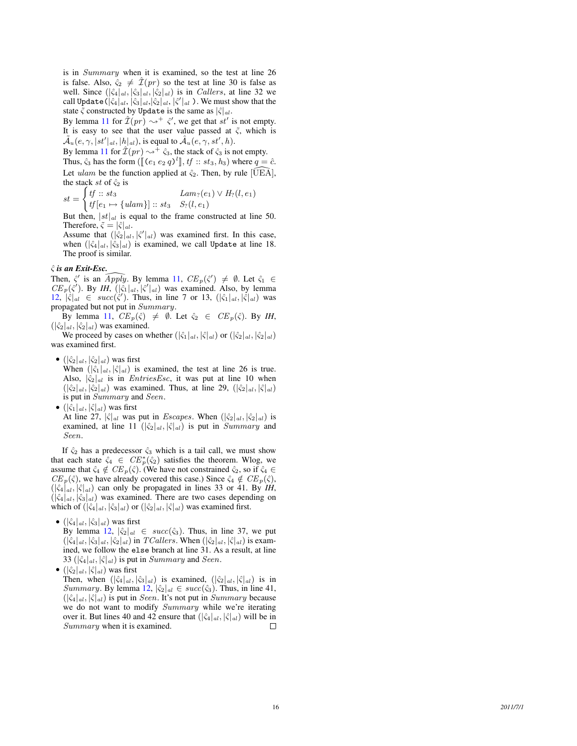is in *Summary* when it is examined, so the test at line 26 is false. Also, $\hat{\varsigma}_2 \neq \hat{\mathcal{I}}(pr)$ so the test at line 30 is false as well. Since $(|\hat{\varsigma}_4|_{al}, |\hat{\varsigma}_3|_{al}, |\hat{\varsigma}_2|_{al})$ is in *Callers*, at line 32 we call `Update`$(|\hat{\varsigma}_4|_{al}, |\hat{\varsigma}_3|_{al}, |\hat{\varsigma}_2|_{al}, |\hat{\varsigma}'|_{al})$. We must show that the state $\bar{\varsigma}$ constructed by `Update` is the same as $|\hat{\varsigma}|_{al}$.

By lemma 11 for $\hat{\mathcal{I}}(pr) \rightsquigarrow^+ \hat{\varsigma}'$, we get that $st'$ is not empty. It is easy to see that the user value passed at $\bar{\varsigma}$, which is $\bar{\mathcal{A}}_u(e, \gamma, |st'|_{al}, |h|_{al})$, is equal to $\hat{\mathcal{A}}_u(e, \gamma, st', h)$.

By lemma 11 for $\hat{\mathcal{I}}(pr) \rightsquigarrow^+ \hat{\varsigma}_3$, the stack of $\hat{\varsigma}_3$ is not empty.

Thus, $\hat{\varsigma}_3$ has the form $(\llbracket (e_1\, e_2\, q)^l \rrbracket, tf :: st_3, h_3)$ where $q = \hat{c}$.

Let $ulam$ be the function applied at $\hat{\varsigma}_2$. Then, by rule $[\widehat{\text{UEA}}]$, the stack $st$ of $\hat{\varsigma}_2$ is

$$st = \begin{cases} tf :: st_3 & Lam_?(e_1) \vee H_?(l, e_1) \\ tf[e_1 \mapsto \{ulam\}] :: st_3 & S_?(l, e_1) \end{cases}$$

But then, $|st|_{al}$ is equal to the frame constructed at line 50. Therefore, $\bar{\varsigma} = |\hat{\varsigma}|_{al}$.

Assume that $(|\hat{\varsigma}_2|_{al}, |\hat{\varsigma}'|_{al})$ was examined first. In this case, when $(|\hat{\varsigma}_4|_{al}, |\hat{\varsigma}_3|_{al})$ is examined, we call `Update` at line 18. The proof is similar.

***$\hat{\varsigma}$ is an Exit-Esc.***

Then, $\hat{\varsigma}'$ is an $\widehat{Apply}$. By lemma 11, $CE_p(\hat{\varsigma}') \neq \emptyset$. Let $\hat{\varsigma}_1 \in CE_p(\hat{\varsigma}')$. By *IH*, $(|\hat{\varsigma}_1|_{al}, |\hat{\varsigma}'|_{al})$ was examined. Also, by lemma 12, $|\hat{\varsigma}|_{al} \in succ(\hat{\varsigma}')$. Thus, in line 7 or 13, $(|\hat{\varsigma}_1|_{al}, |\hat{\varsigma}|_{al})$ was propagated but not put in *Summary*.

By lemma 11, $CE_p(\hat{\varsigma}) \neq \emptyset$. Let $\hat{\varsigma}_2 \in CE_p(\hat{\varsigma})$. By *IH*, $(|\hat{\varsigma}_2|_{al}, |\hat{\varsigma}_2|_{al})$ was examined.

We proceed by cases on whether $(|\hat{\varsigma}_1|_{al}, |\hat{\varsigma}|_{al})$ or $(|\hat{\varsigma}_2|_{al}, |\hat{\varsigma}_2|_{al})$ was examined first.

- $(|\hat{\varsigma}_2|_{al}, |\hat{\varsigma}_2|_{al})$ was first
  When $(|\hat{\varsigma}_1|_{al}, |\hat{\varsigma}|_{al})$ is examined, the test at line 26 is true. Also, $|\hat{\varsigma}_2|_{al}$ is in *EntriesEsc*, it was put at line 10 when $(|\hat{\varsigma}_2|_{al}, |\hat{\varsigma}_2|_{al})$ was examined. Thus, at line 29, $(|\hat{\varsigma}_2|_{al}, |\hat{\varsigma}|_{al})$ is put in *Summary* and *Seen*.
- $(|\hat{\varsigma}_1|_{al}, |\hat{\varsigma}|_{al})$ was first
  At line 27, $|\hat{\varsigma}|_{al}$ was put in *Escapes*. When $(|\hat{\varsigma}_2|_{al}, |\hat{\varsigma}_2|_{al})$ is examined, at line 11 $(|\hat{\varsigma}_2|_{al}, |\hat{\varsigma}|_{al})$ is put in *Summary* and *Seen*.

If $\hat{\varsigma}_2$ has a predecessor $\hat{\varsigma}_3$ which is a tail call, we must show that each state $\hat{\varsigma}_4 \in CE^*_p(\hat{\varsigma}_2)$ satisfies the theorem. Wlog, we assume that $\hat{\varsigma}_4 \notin CE_p(\hat{\varsigma})$. (We have not constrained $\hat{\varsigma}_2$, so if $\hat{\varsigma}_4 \in CE_p(\hat{\varsigma})$, we have already covered this case.) Since $\hat{\varsigma}_4 \notin CE_p(\hat{\varsigma})$, $(|\hat{\varsigma}_4|_{al}, |\hat{\varsigma}|_{al})$ can only be propagated in lines 33 or 41. By *IH*, $(|\hat{\varsigma}_4|_{al}, |\hat{\varsigma}_3|_{al})$ was examined. There are two cases depending on which of $(|\hat{\varsigma}_4|_{al}, |\hat{\varsigma}_3|_{al})$ or $(|\hat{\varsigma}_2|_{al}, |\hat{\varsigma}|_{al})$ was examined first.

- $(|\hat{\varsigma}_4|_{al}, |\hat{\varsigma}_3|_{al})$ was first
  By lemma 12, $|\hat{\varsigma}_2|_{al} \in succ(\hat{\varsigma}_3)$. Thus, in line 37, we put $(|\hat{\varsigma}_4|_{al}, |\hat{\varsigma}_3|_{al}, |\hat{\varsigma}_2|_{al})$ in *TCallers*. When $(|\hat{\varsigma}_2|_{al}, |\hat{\varsigma}|_{al})$ is examined, we follow the `else` branch at line 31. As a result, at line 33 $(|\hat{\varsigma}_4|_{al}, |\hat{\varsigma}|_{al})$ is put in *Summary* and *Seen*.
- $(|\hat{\varsigma}_2|_{al}, |\hat{\varsigma}|_{al})$ was first
  Then, when $(|\hat{\varsigma}_4|_{al}, |\hat{\varsigma}_3|_{al})$ is examined, $(|\hat{\varsigma}_2|_{al}, |\hat{\varsigma}|_{al})$ is in *Summary*. By lemma 12, $|\hat{\varsigma}_2|_{al} \in succ(\hat{\varsigma}_3)$. Thus, in line 41, $(|\hat{\varsigma}_4|_{al}, |\hat{\varsigma}|_{al})$ is put in *Seen*. It's not put in *Summary* because we do not want to modify *Summary* while we're iterating over it. But lines 40 and 42 ensure that $(|\hat{\varsigma}_4|_{al}, |\hat{\varsigma}|_{al})$ will be in *Summary* when it is examined. □